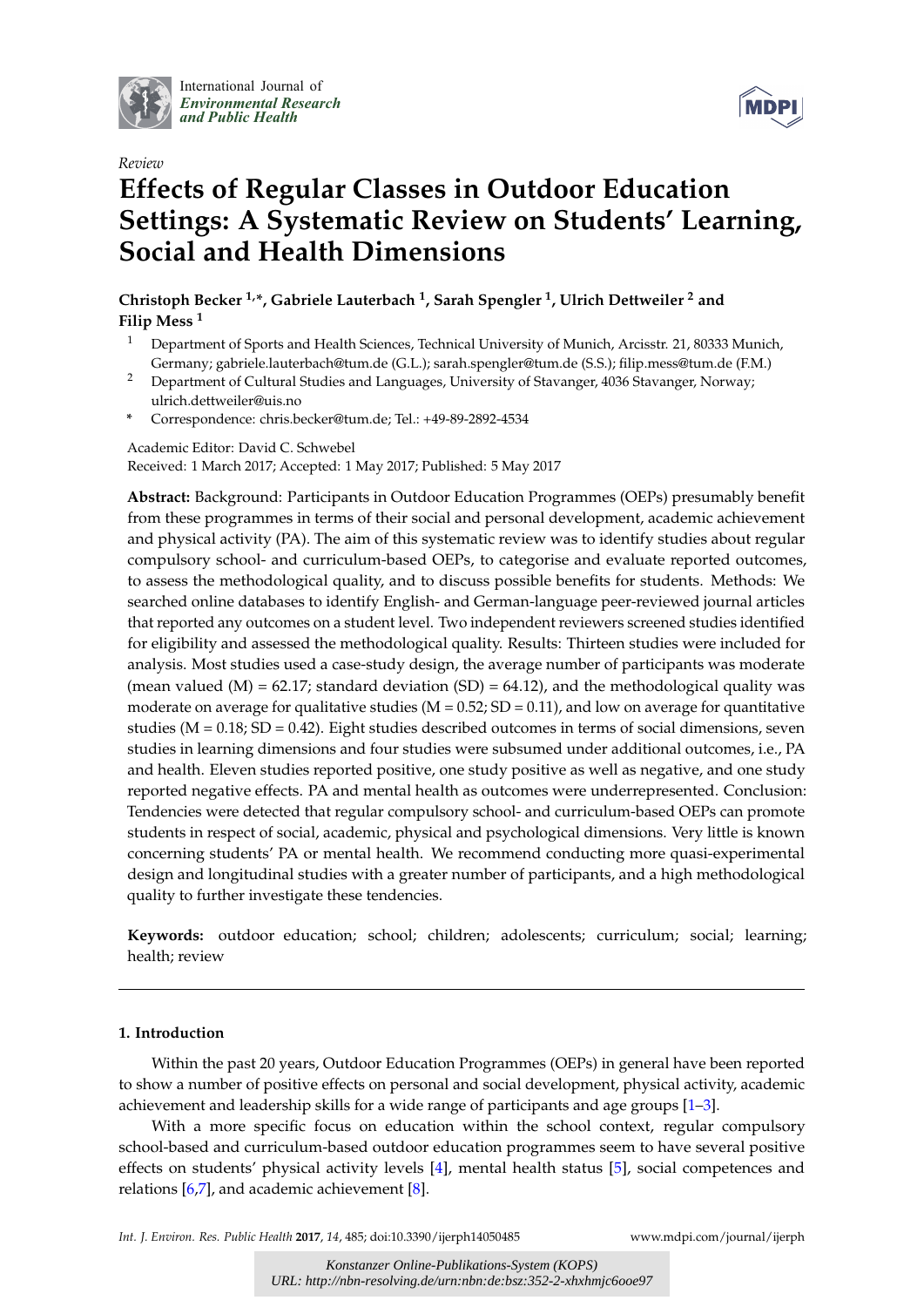International Journal of *Environmental Research and Public Health*

*Review*

# Effects of Regular Classes in Outdoor Education Settings: A Systematic Review on Students' Learning, Social and Health Dimensions

**Christoph Becker [1,*], Gabriele Lauterbach [1], Sarah Spengler [1], Ulrich Dettweiler [2] and Filip Mess [1]**

[1] Department of Sports and Health Sciences, Technical University of Munich, Arcisstr. 21, 80333 Munich, Germany; gabriele.lauterbach@tum.de (G.L.); sarah.spengler@tum.de (S.S.); filip.mess@tum.de (F.M.)

[2] Department of Cultural Studies and Languages, University of Stavanger, 4036 Stavanger, Norway; ulrich.dettweiler@uis.no

[*] Correspondence: chris.becker@tum.de; Tel.: +49-89-2892-4534

Academic Editor: David C. Schwebel

Received: 1 March 2017; Accepted: 1 May 2017; Published: 5 May 2017

**Abstract:** Background: Participants in Outdoor Education Programmes (OEPs) presumably benefit from these programmes in terms of their social and personal development, academic achievement and physical activity (PA). The aim of this systematic review was to identify studies about regular compulsory school- and curriculum-based OEPs, to categorise and evaluate reported outcomes, to assess the methodological quality, and to discuss possible benefits for students. Methods: We searched online databases to identify English- and German-language peer-reviewed journal articles that reported any outcomes on a student level. Two independent reviewers screened studies identified for eligibility and assessed the methodological quality. Results: Thirteen studies were included for analysis. Most studies used a case-study design, the average number of participants was moderate (mean valued (M) = 62.17; standard deviation (SD) = 64.12), and the methodological quality was moderate on average for qualitative studies (M = 0.52; SD = 0.11), and low on average for quantitative studies (M = 0.18; SD = 0.42). Eight studies described outcomes in terms of social dimensions, seven studies in learning dimensions and four studies were subsumed under additional outcomes, i.e., PA and health. Eleven studies reported positive, one study positive as well as negative, and one study reported negative effects. PA and mental health as outcomes were underrepresented. Conclusion: Tendencies were detected that regular compulsory school- and curriculum-based OEPs can promote students in respect of social, academic, physical and psychological dimensions. Very little is known concerning students' PA or mental health. We recommend conducting more quasi-experimental design and longitudinal studies with a greater number of participants, and a high methodological quality to further investigate these tendencies.

**Keywords:** outdoor education; school; children; adolescents; curriculum; social; learning; health; review

## 1. Introduction

Within the past 20 years, Outdoor Education Programmes (OEPs) in general have been reported to show a number of positive effects on personal and social development, physical activity, academic achievement and leadership skills for a wide range of participants and age groups [1–3].

With a more specific focus on education within the school context, regular compulsory school-based and curriculum-based outdoor education programmes seem to have several positive effects on students' physical activity levels [4], mental health status [5], social competences and relations [6,7], and academic achievement [8].

*Konstanzer Online-Publikations-System (KOPS)*
*URL: http://nbn-resolving.de/urn:nbn:de:bsz:352-2-xhxhmjc6ooe97*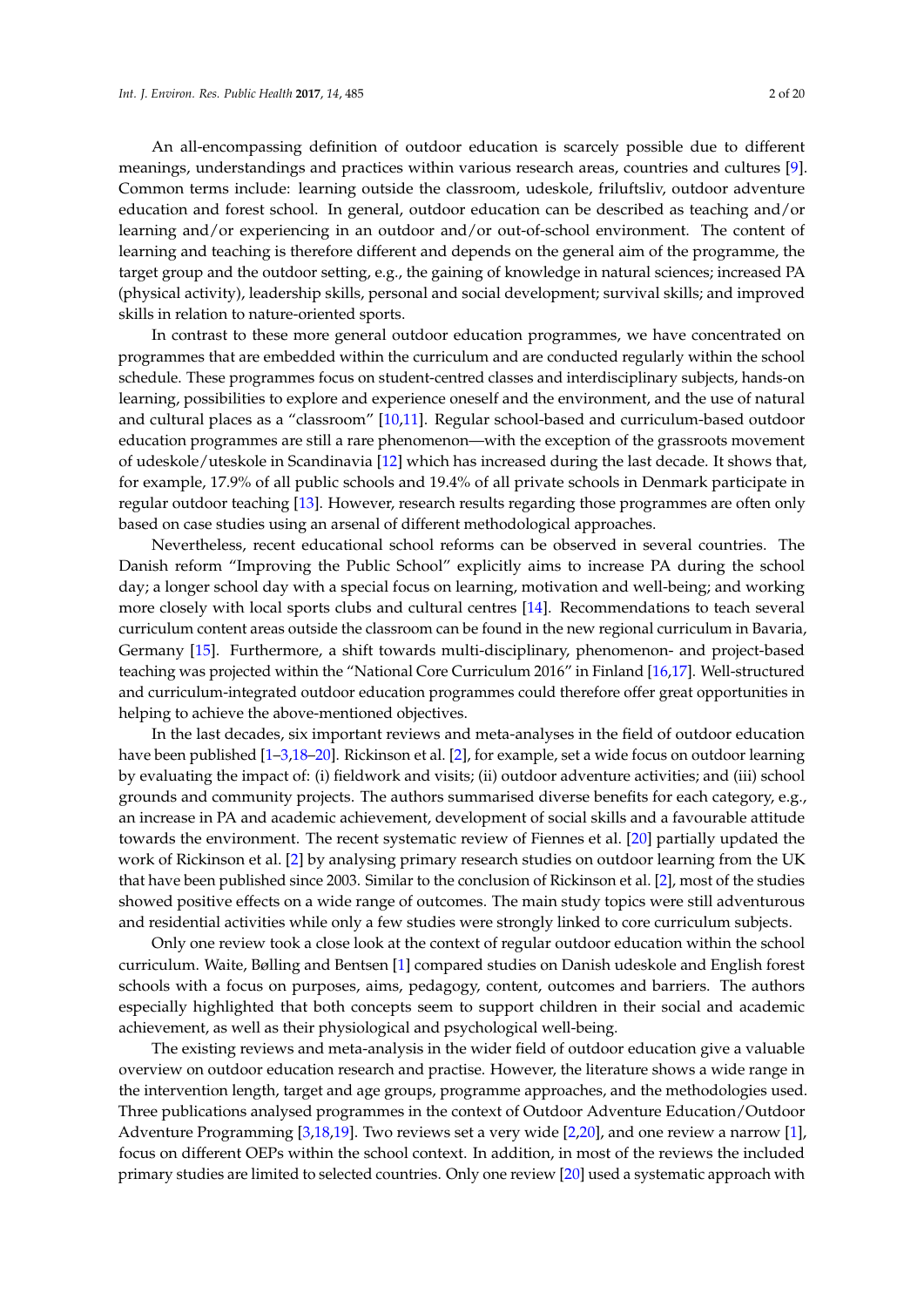An all-encompassing definition of outdoor education is scarcely possible due to different meanings, understandings and practices within various research areas, countries and cultures [9]. Common terms include: learning outside the classroom, udeskole, friluftsliv, outdoor adventure education and forest school. In general, outdoor education can be described as teaching and/or learning and/or experiencing in an outdoor and/or out-of-school environment. The content of learning and teaching is therefore different and depends on the general aim of the programme, the target group and the outdoor setting, e.g., the gaining of knowledge in natural sciences; increased PA (physical activity), leadership skills, personal and social development; survival skills; and improved skills in relation to nature-oriented sports.

In contrast to these more general outdoor education programmes, we have concentrated on programmes that are embedded within the curriculum and are conducted regularly within the school schedule. These programmes focus on student-centred classes and interdisciplinary subjects, hands-on learning, possibilities to explore and experience oneself and the environment, and the use of natural and cultural places as a "classroom" [10,11]. Regular school-based and curriculum-based outdoor education programmes are still a rare phenomenon—with the exception of the grassroots movement of udeskole/uteskole in Scandinavia [12] which has increased during the last decade. It shows that, for example, 17.9% of all public schools and 19.4% of all private schools in Denmark participate in regular outdoor teaching [13]. However, research results regarding those programmes are often only based on case studies using an arsenal of different methodological approaches.

Nevertheless, recent educational school reforms can be observed in several countries. The Danish reform "Improving the Public School" explicitly aims to increase PA during the school day; a longer school day with a special focus on learning, motivation and well-being; and working more closely with local sports clubs and cultural centres [14]. Recommendations to teach several curriculum content areas outside the classroom can be found in the new regional curriculum in Bavaria, Germany [15]. Furthermore, a shift towards multi-disciplinary, phenomenon- and project-based teaching was projected within the "National Core Curriculum 2016" in Finland [16,17]. Well-structured and curriculum-integrated outdoor education programmes could therefore offer great opportunities in helping to achieve the above-mentioned objectives.

In the last decades, six important reviews and meta-analyses in the field of outdoor education have been published [1–3,18–20]. Rickinson et al. [2], for example, set a wide focus on outdoor learning by evaluating the impact of: (i) fieldwork and visits; (ii) outdoor adventure activities; and (iii) school grounds and community projects. The authors summarised diverse benefits for each category, e.g., an increase in PA and academic achievement, development of social skills and a favourable attitude towards the environment. The recent systematic review of Fiennes et al. [20] partially updated the work of Rickinson et al. [2] by analysing primary research studies on outdoor learning from the UK that have been published since 2003. Similar to the conclusion of Rickinson et al. [2], most of the studies showed positive effects on a wide range of outcomes. The main study topics were still adventurous and residential activities while only a few studies were strongly linked to core curriculum subjects.

Only one review took a close look at the context of regular outdoor education within the school curriculum. Waite, Bølling and Bentsen [1] compared studies on Danish udeskole and English forest schools with a focus on purposes, aims, pedagogy, content, outcomes and barriers. The authors especially highlighted that both concepts seem to support children in their social and academic achievement, as well as their physiological and psychological well-being.

The existing reviews and meta-analysis in the wider field of outdoor education give a valuable overview on outdoor education research and practise. However, the literature shows a wide range in the intervention length, target and age groups, programme approaches, and the methodologies used. Three publications analysed programmes in the context of Outdoor Adventure Education/Outdoor Adventure Programming [3,18,19]. Two reviews set a very wide [2,20], and one review a narrow [1], focus on different OEPs within the school context. In addition, in most of the reviews the included primary studies are limited to selected countries. Only one review [20] used a systematic approach with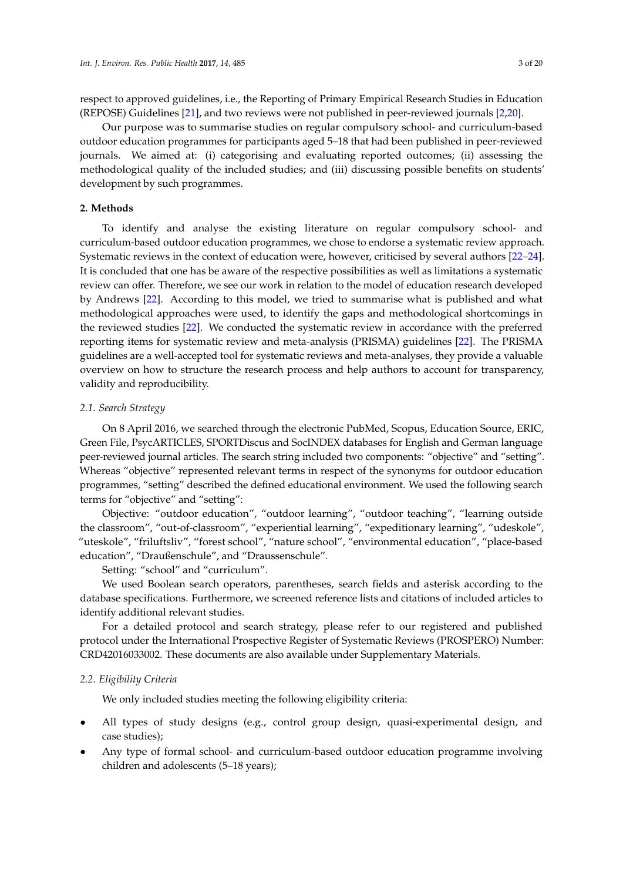respect to approved guidelines, i.e., the Reporting of Primary Empirical Research Studies in Education (REPOSE) Guidelines [21], and two reviews were not published in peer-reviewed journals [2,20].

Our purpose was to summarise studies on regular compulsory school- and curriculum-based outdoor education programmes for participants aged 5–18 that had been published in peer-reviewed journals. We aimed at: (i) categorising and evaluating reported outcomes; (ii) assessing the methodological quality of the included studies; and (iii) discussing possible benefits on students' development by such programmes.

## 2. Methods

To identify and analyse the existing literature on regular compulsory school- and curriculum-based outdoor education programmes, we chose to endorse a systematic review approach. Systematic reviews in the context of education were, however, criticised by several authors [22–24]. It is concluded that one has be aware of the respective possibilities as well as limitations a systematic review can offer. Therefore, we see our work in relation to the model of education research developed by Andrews [22]. According to this model, we tried to summarise what is published and what methodological approaches were used, to identify the gaps and methodological shortcomings in the reviewed studies [22]. We conducted the systematic review in accordance with the preferred reporting items for systematic review and meta-analysis (PRISMA) guidelines [22]. The PRISMA guidelines are a well-accepted tool for systematic reviews and meta-analyses, they provide a valuable overview on how to structure the research process and help authors to account for transparency, validity and reproducibility.

### *2.1. Search Strategy*

On 8 April 2016, we searched through the electronic PubMed, Scopus, Education Source, ERIC, Green File, PsycARTICLES, SPORTDiscus and SocINDEX databases for English and German language peer-reviewed journal articles. The search string included two components: "objective" and "setting". Whereas "objective" represented relevant terms in respect of the synonyms for outdoor education programmes, "setting" described the defined educational environment. We used the following search terms for "objective" and "setting":

Objective: "outdoor education", "outdoor learning", "outdoor teaching", "learning outside the classroom", "out-of-classroom", "experiential learning", "expeditionary learning", "udeskole", "uteskole", "friluftsliv", "forest school", "nature school", "environmental education", "place-based education", "Draußenschule", and "Draussenschule".

Setting: "school" and "curriculum".

We used Boolean search operators, parentheses, search fields and asterisk according to the database specifications. Furthermore, we screened reference lists and citations of included articles to identify additional relevant studies.

For a detailed protocol and search strategy, please refer to our registered and published protocol under the International Prospective Register of Systematic Reviews (PROSPERO) Number: CRD42016033002. These documents are also available under Supplementary Materials.

### *2.2. Eligibility Criteria*

We only included studies meeting the following eligibility criteria:

- All types of study designs (e.g., control group design, quasi-experimental design, and case studies);
- Any type of formal school- and curriculum-based outdoor education programme involving children and adolescents (5–18 years);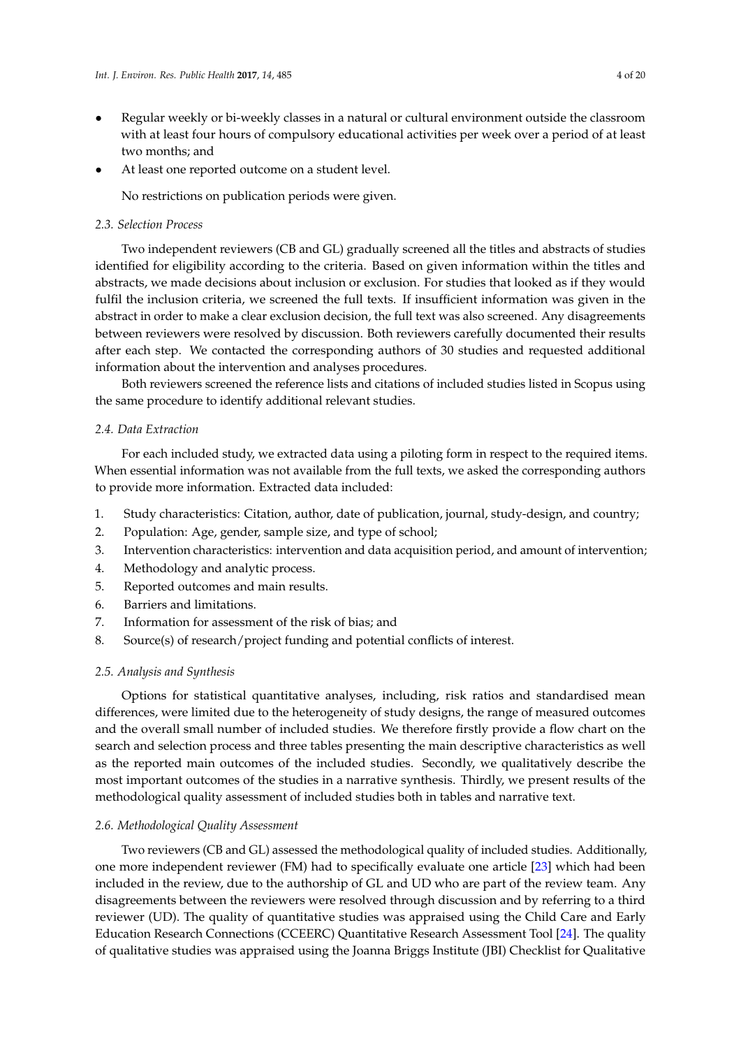- Regular weekly or bi-weekly classes in a natural or cultural environment outside the classroom with at least four hours of compulsory educational activities per week over a period of at least two months; and
- At least one reported outcome on a student level.

No restrictions on publication periods were given.

### *2.3. Selection Process*

Two independent reviewers (CB and GL) gradually screened all the titles and abstracts of studies identified for eligibility according to the criteria. Based on given information within the titles and abstracts, we made decisions about inclusion or exclusion. For studies that looked as if they would fulfil the inclusion criteria, we screened the full texts. If insufficient information was given in the abstract in order to make a clear exclusion decision, the full text was also screened. Any disagreements between reviewers were resolved by discussion. Both reviewers carefully documented their results after each step. We contacted the corresponding authors of 30 studies and requested additional information about the intervention and analyses procedures.

Both reviewers screened the reference lists and citations of included studies listed in Scopus using the same procedure to identify additional relevant studies.

### *2.4. Data Extraction*

For each included study, we extracted data using a piloting form in respect to the required items. When essential information was not available from the full texts, we asked the corresponding authors to provide more information. Extracted data included:

1. Study characteristics: Citation, author, date of publication, journal, study-design, and country;
2. Population: Age, gender, sample size, and type of school;
3. Intervention characteristics: intervention and data acquisition period, and amount of intervention;
4. Methodology and analytic process.
5. Reported outcomes and main results.
6. Barriers and limitations.
7. Information for assessment of the risk of bias; and
8. Source(s) of research/project funding and potential conflicts of interest.

### *2.5. Analysis and Synthesis*

Options for statistical quantitative analyses, including, risk ratios and standardised mean differences, were limited due to the heterogeneity of study designs, the range of measured outcomes and the overall small number of included studies. We therefore firstly provide a flow chart on the search and selection process and three tables presenting the main descriptive characteristics as well as the reported main outcomes of the included studies. Secondly, we qualitatively describe the most important outcomes of the studies in a narrative synthesis. Thirdly, we present results of the methodological quality assessment of included studies both in tables and narrative text.

### *2.6. Methodological Quality Assessment*

Two reviewers (CB and GL) assessed the methodological quality of included studies. Additionally, one more independent reviewer (FM) had to specifically evaluate one article [23] which had been included in the review, due to the authorship of GL and UD who are part of the review team. Any disagreements between the reviewers were resolved through discussion and by referring to a third reviewer (UD). The quality of quantitative studies was appraised using the Child Care and Early Education Research Connections (CCEERC) Quantitative Research Assessment Tool [24]. The quality of qualitative studies was appraised using the Joanna Briggs Institute (JBI) Checklist for Qualitative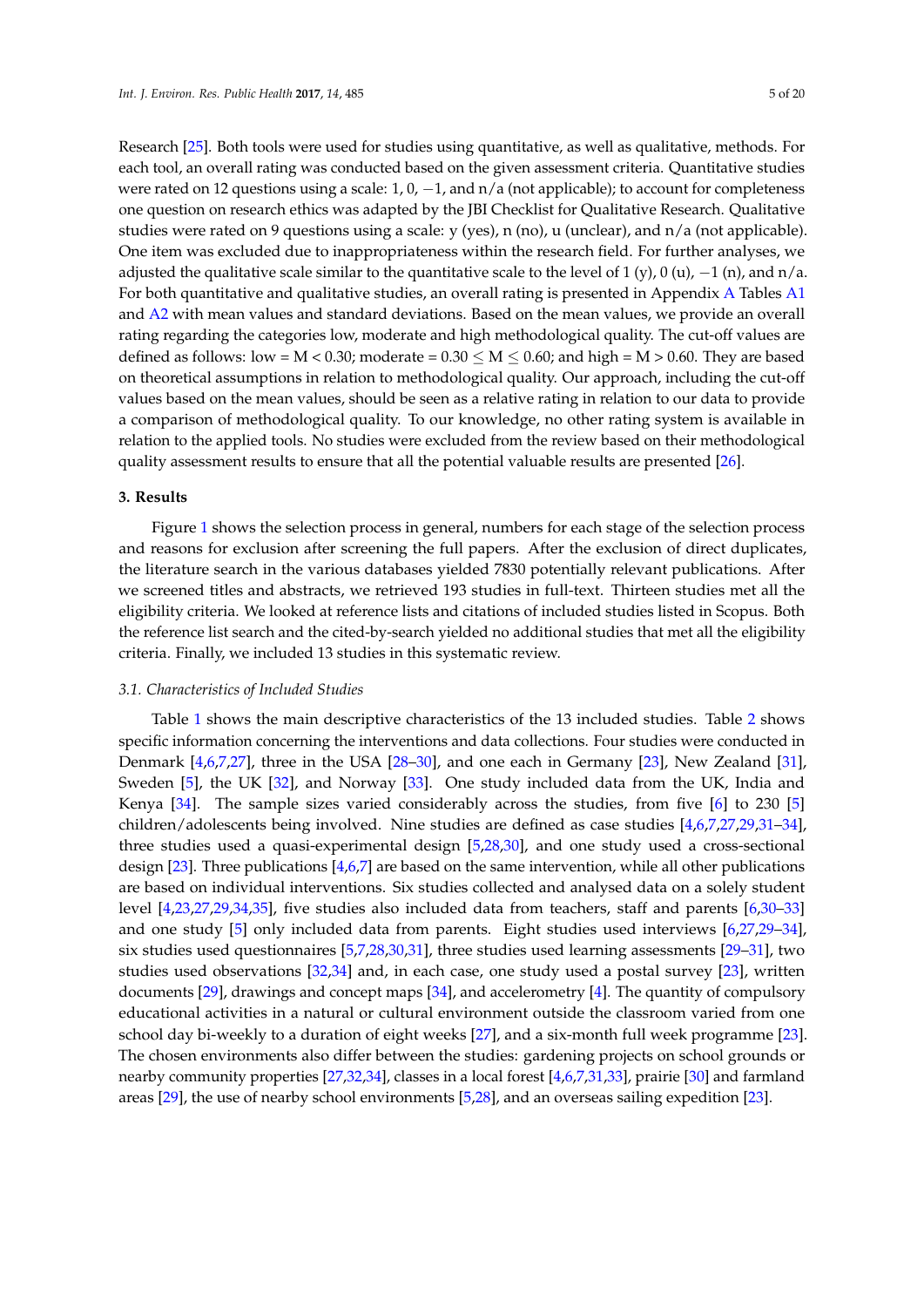Research [25]. Both tools were used for studies using quantitative, as well as qualitative, methods. For each tool, an overall rating was conducted based on the given assessment criteria. Quantitative studies were rated on 12 questions using a scale: 1, 0, −1, and n/a (not applicable); to account for completeness one question on research ethics was adapted by the JBI Checklist for Qualitative Research. Qualitative studies were rated on 9 questions using a scale: y (yes), n (no), u (unclear), and n/a (not applicable). One item was excluded due to inappropriateness within the research field. For further analyses, we adjusted the qualitative scale similar to the quantitative scale to the level of 1 (y), 0 (u), −1 (n), and n/a. For both quantitative and qualitative studies, an overall rating is presented in Appendix A Tables A1 and A2 with mean values and standard deviations. Based on the mean values, we provide an overall rating regarding the categories low, moderate and high methodological quality. The cut-off values are defined as follows: low = $M < 0.30$; moderate = $0.30 \leq M \leq 0.60$; and high = $M > 0.60$. They are based on theoretical assumptions in relation to methodological quality. Our approach, including the cut-off values based on the mean values, should be seen as a relative rating in relation to our data to provide a comparison of methodological quality. To our knowledge, no other rating system is available in relation to the applied tools. No studies were excluded from the review based on their methodological quality assessment results to ensure that all the potential valuable results are presented [26].

## 3. Results

Figure 1 shows the selection process in general, numbers for each stage of the selection process and reasons for exclusion after screening the full papers. After the exclusion of direct duplicates, the literature search in the various databases yielded 7830 potentially relevant publications. After we screened titles and abstracts, we retrieved 193 studies in full-text. Thirteen studies met all the eligibility criteria. We looked at reference lists and citations of included studies listed in Scopus. Both the reference list search and the cited-by-search yielded no additional studies that met all the eligibility criteria. Finally, we included 13 studies in this systematic review.

### 3.1. Characteristics of Included Studies

Table 1 shows the main descriptive characteristics of the 13 included studies. Table 2 shows specific information concerning the interventions and data collections. Four studies were conducted in Denmark [4,6,7,27], three in the USA [28–30], and one each in Germany [23], New Zealand [31], Sweden [5], the UK [32], and Norway [33]. One study included data from the UK, India and Kenya [34]. The sample sizes varied considerably across the studies, from five [6] to 230 [5] children/adolescents being involved. Nine studies are defined as case studies [4,6,7,27,29,31–34], three studies used a quasi-experimental design [5,28,30], and one study used a cross-sectional design [23]. Three publications [4,6,7] are based on the same intervention, while all other publications are based on individual interventions. Six studies collected and analysed data on a solely student level [4,23,27,29,34,35], five studies also included data from teachers, staff and parents [6,30–33] and one study [5] only included data from parents. Eight studies used interviews [6,27,29–34], six studies used questionnaires [5,7,28,30,31], three studies used learning assessments [29–31], two studies used observations [32,34] and, in each case, one study used a postal survey [23], written documents [29], drawings and concept maps [34], and accelerometry [4]. The quantity of compulsory educational activities in a natural or cultural environment outside the classroom varied from one school day bi-weekly to a duration of eight weeks [27], and a six-month full week programme [23]. The chosen environments also differ between the studies: gardening projects on school grounds or nearby community properties [27,32,34], classes in a local forest [4,6,7,31,33], prairie [30] and farmland areas [29], the use of nearby school environments [5,28], and an overseas sailing expedition [23].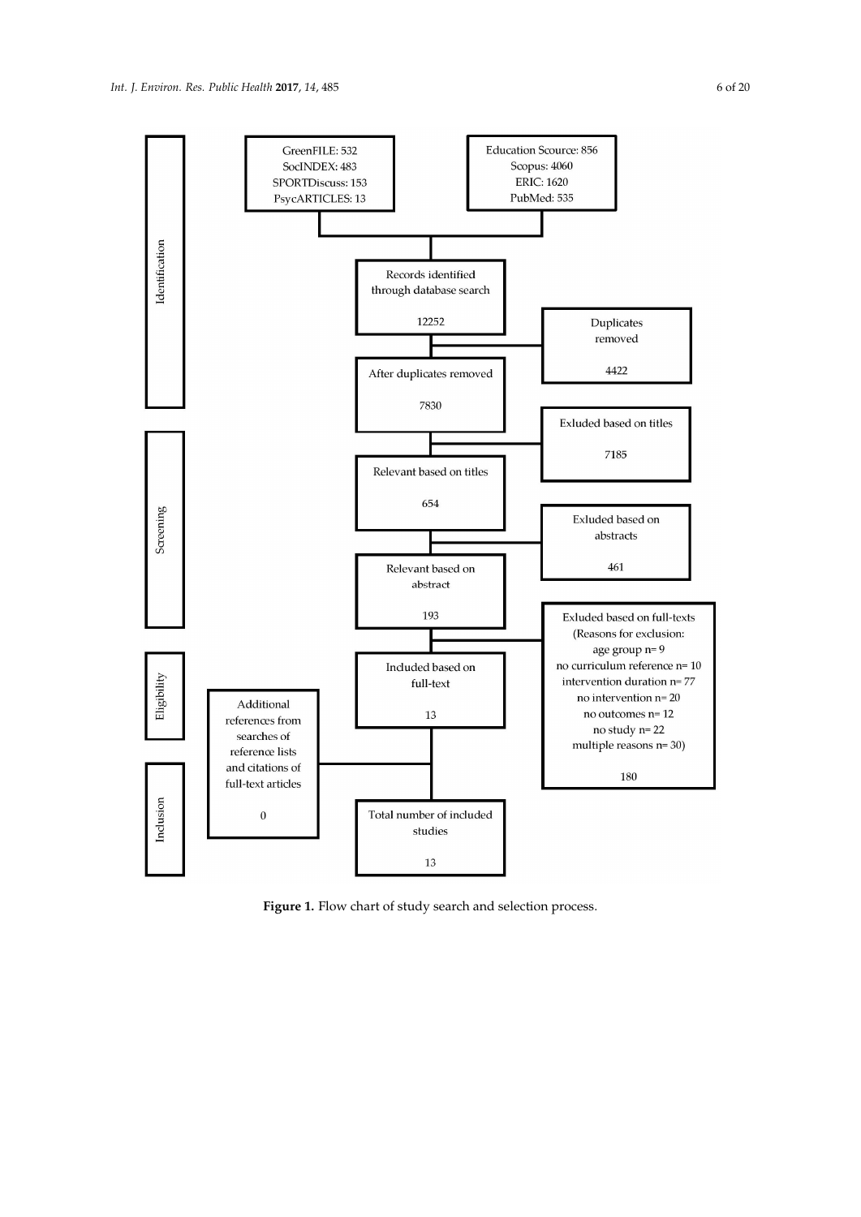**Identification**

GreenFILE: 532
SocINDEX: 483
SPORTDiscuss: 153
PsycARTICLES: 13

Education Scource: 856
Scopus: 4060
ERIC: 1620
PubMed: 535

Records identified through database search

12252

Duplicates removed

4422

After duplicates removed

7830

**Screening**

Exluded based on titles

7185

Relevant based on titles

654

Exluded based on abstracts

461

Relevant based on abstract

193

**Eligibility**

Exluded based on full-texts
(Reasons for exclusion:
age group n= 9
no curriculum reference n= 10
intervention duration n= 77
no intervention n= 20
no outcomes n= 12
no study n= 22
multiple reasons n= 30)

180

Included based on full-text

13

Additional references from searches of reference lists and citations of full-text articles

0

**Inclusion**

Total number of included studies

13

**Figure 1.** Flow chart of study search and selection process.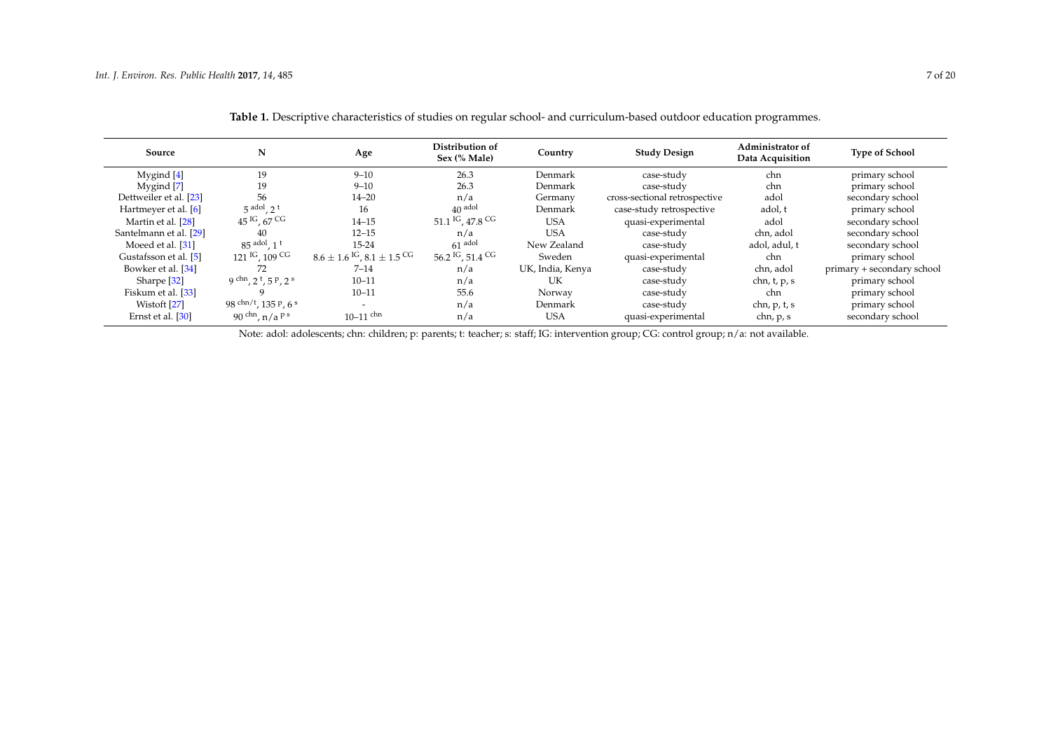**Table 1.** Descriptive characteristics of studies on regular school- and curriculum-based outdoor education programmes.

| Source | N | Age | Distribution of Sex (% Male) | Country | Study Design | Administrator of Data Acquisition | Type of School |
|---|---|---|---|---|---|---|---|
| Mygind [4] | 19 | 9–10 | 26.3 | Denmark | case-study | chn | primary school |
| Mygind [7] | 19 | 9–10 | 26.3 | Denmark | case-study | chn | primary school |
| Dettweiler et al. [23] | 56 | 14–20 | n/a | Germany | cross-sectional retrospective | adol | secondary school |
| Hartmeyer et al. [6] | $5^{adol}$, $2^{t}$ | 16 | $40^{adol}$ | Denmark | case-study retrospective | adol, t | primary school |
| Martin et al. [28] | $45^{IG}$, $67^{CG}$ | 14–15 | $51.1^{IG}$, $47.8^{CG}$ | USA | quasi-experimental | adol | secondary school |
| Santelmann et al. [29] | 40 | 12–15 | n/a | USA | case-study | chn, adol | secondary school |
| Moeed et al. [31] | $85^{adol}$, $1^{t}$ | 15-24 | $61^{adol}$ | New Zealand | case-study | adol, adol, t | secondary school |
| Gustafsson et al. [5] | $121^{IG}$, $109^{CG}$ | $8.6 \pm 1.6^{IG}$, $8.1 \pm 1.5^{CG}$ | $56.2^{IG}$, $51.4^{CG}$ | Sweden | quasi-experimental | chn | primary school |
| Bowker et al. [34] | 72 | 7–14 | n/a | UK, India, Kenya | case-study | chn, adol | primary + secondary school |
| Sharpe [32] | $9^{chn}$, $2^{t}$, $5^{p}$, $2^{s}$ | 10–11 | n/a | UK | case-study | chn, t, p, s | primary school |
| Fiskum et al. [33] | 9 | 10–11 | 55.6 | Norway | case-study | chn | primary school |
| Wistoft [27] | $98^{chn/t}$, $135^{p}$, $6^{s}$ | - | n/a | Denmark | case-study | chn, p, t, s | primary school |
| Ernst et al. [30] | $90^{chn}$, n/a $^{p\,s}$ | 10–11 $^{chn}$ | n/a | USA | quasi-experimental | chn, p, s | secondary school |

Note: adol: adolescents; chn: children; p: parents; t: teacher; s: staff; IG: intervention group; CG: control group; n/a: not available.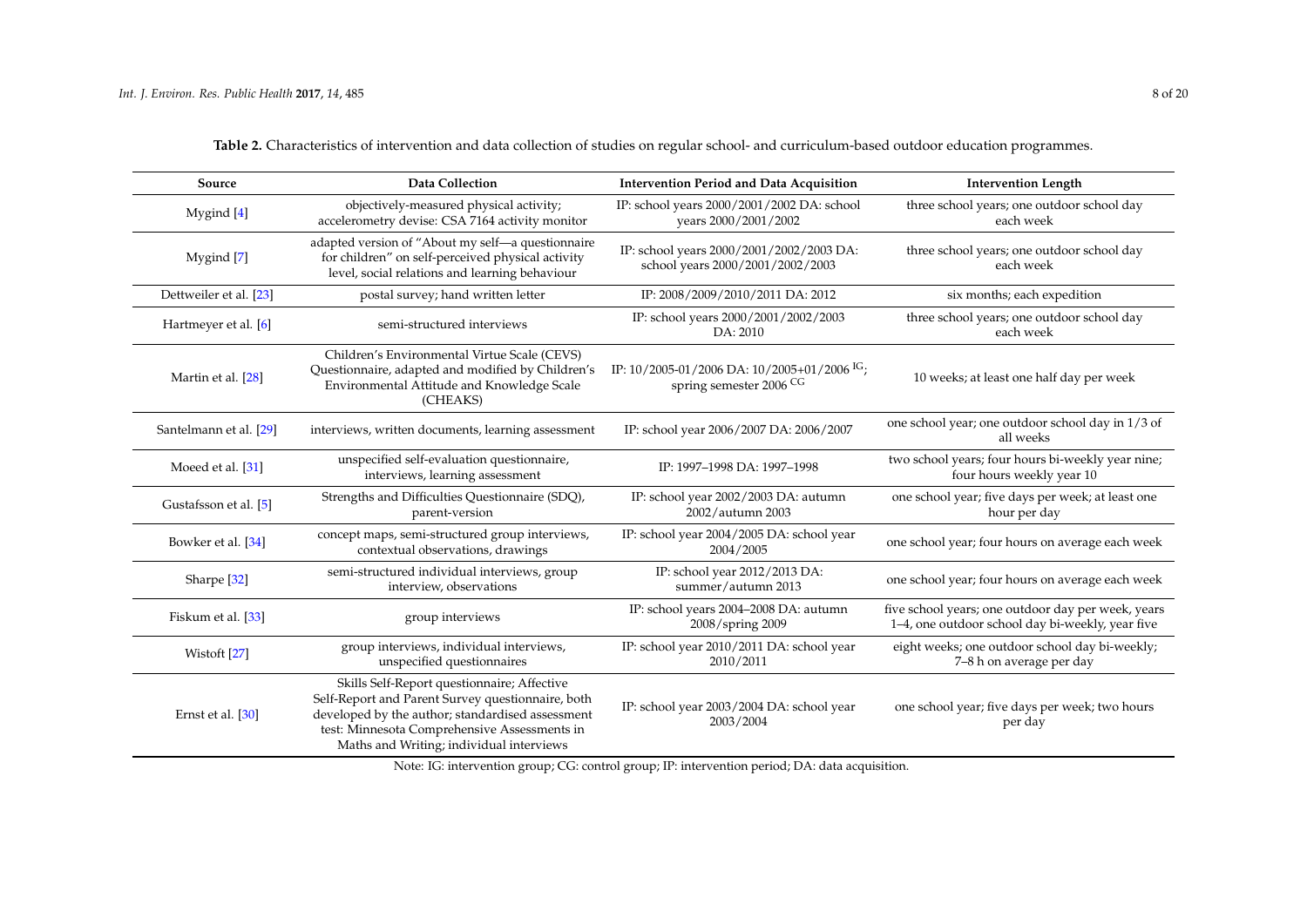**Table 2.** Characteristics of intervention and data collection of studies on regular school- and curriculum-based outdoor education programmes.

| Source | Data Collection | Intervention Period and Data Acquisition | Intervention Length |
| --- | --- | --- | --- |
| Mygind [4] | objectively-measured physical activity; accelerometry devise: CSA 7164 activity monitor | IP: school years 2000/2001/2002 DA: school years 2000/2001/2002 | three school years; one outdoor school day each week |
| Mygind [7] | adapted version of "About my self—a questionnaire for children" on self-perceived physical activity level, social relations and learning behaviour | IP: school years 2000/2001/2002/2003 DA: school years 2000/2001/2002/2003 | three school years; one outdoor school day each week |
| Dettweiler et al. [23] | postal survey; hand written letter | IP: 2008/2009/2010/2011 DA: 2012 | six months; each expedition |
| Hartmeyer et al. [6] | semi-structured interviews | IP: school years 2000/2001/2002/2003 DA: 2010 | three school years; one outdoor school day each week |
| Martin et al. [28] | Children's Environmental Virtue Scale (CEVS) Questionnaire, adapted and modified by Children's Environmental Attitude and Knowledge Scale (CHEAKS) | IP: 10/2005-01/2006 DA: 10/2005+01/2006 [IG]; spring semester 2006 [CG] | 10 weeks; at least one half day per week |
| Santelmann et al. [29] | interviews, written documents, learning assessment | IP: school year 2006/2007 DA: 2006/2007 | one school year; one outdoor school day in 1/3 of all weeks |
| Moeed et al. [31] | unspecified self-evaluation questionnaire, interviews, learning assessment | IP: 1997–1998 DA: 1997–1998 | two school years; four hours bi-weekly year nine; four hours weekly year 10 |
| Gustafsson et al. [5] | Strengths and Difficulties Questionnaire (SDQ), parent-version | IP: school year 2002/2003 DA: autumn 2002/autumn 2003 | one school year; five days per week; at least one hour per day |
| Bowker et al. [34] | concept maps, semi-structured group interviews, contextual observations, drawings | IP: school year 2004/2005 DA: school year 2004/2005 | one school year; four hours on average each week |
| Sharpe [32] | semi-structured individual interviews, group interview, observations | IP: school year 2012/2013 DA: summer/autumn 2013 | one school year; four hours on average each week |
| Fiskum et al. [33] | group interviews | IP: school years 2004–2008 DA: autumn 2008/spring 2009 | five school years; one outdoor day per week, years 1–4, one outdoor school day bi-weekly, year five |
| Wistoft [27] | group interviews, individual interviews, unspecified questionnaires | IP: school year 2010/2011 DA: school year 2010/2011 | eight weeks; one outdoor school day bi-weekly; 7–8 h on average per day |
| Ernst et al. [30] | Skills Self-Report questionnaire; Affective Self-Report and Parent Survey questionnaire, both developed by the author; standardised assessment test: Minnesota Comprehensive Assessments in Maths and Writing; individual interviews | IP: school year 2003/2004 DA: school year 2003/2004 | one school year; five days per week; two hours per day |

Note: IG: intervention group; CG: control group; IP: intervention period; DA: data acquisition.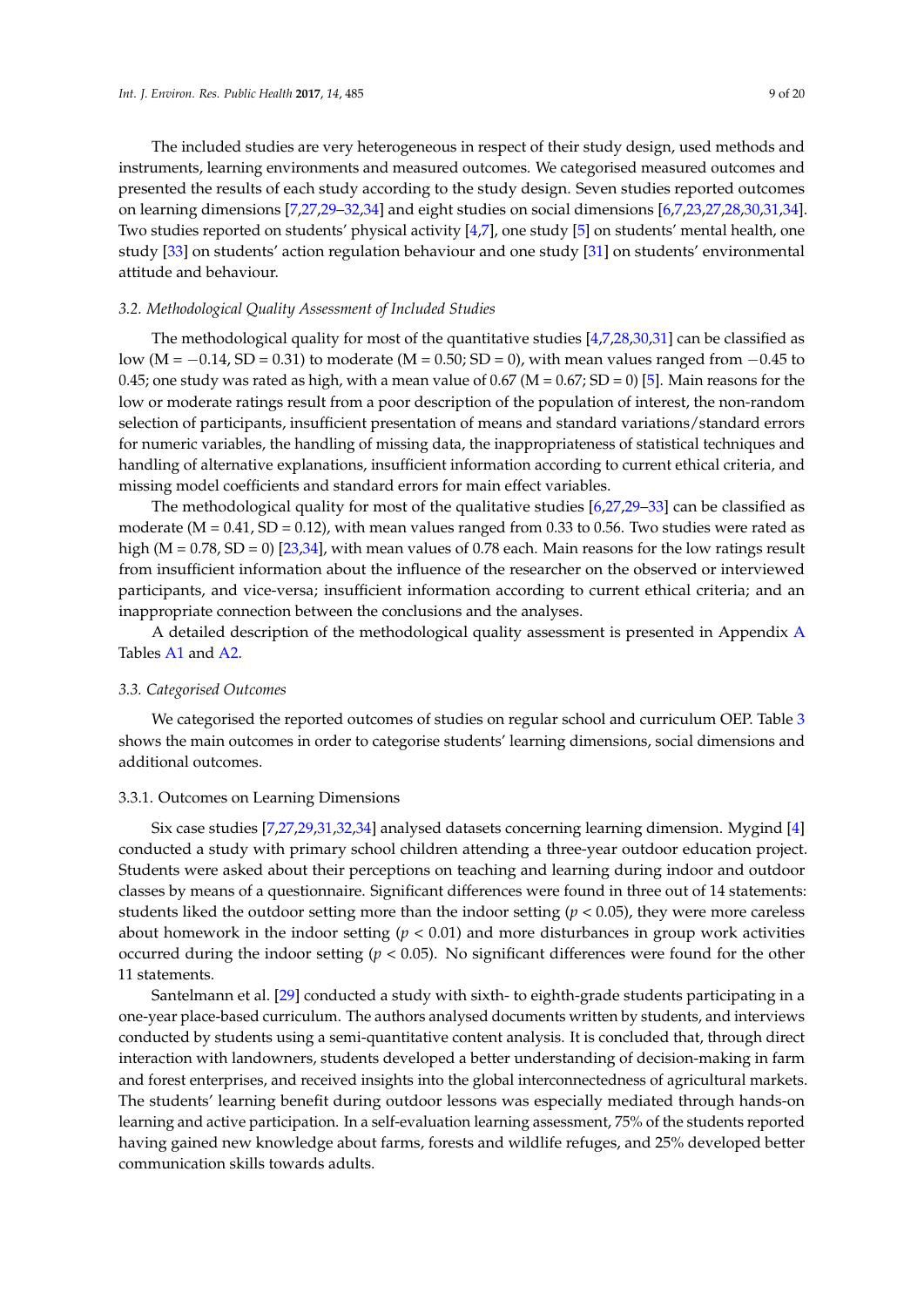The included studies are very heterogeneous in respect of their study design, used methods and instruments, learning environments and measured outcomes. We categorised measured outcomes and presented the results of each study according to the study design. Seven studies reported outcomes on learning dimensions [7,27,29–32,34] and eight studies on social dimensions [6,7,23,27,28,30,31,34]. Two studies reported on students' physical activity [4,7], one study [5] on students' mental health, one study [33] on students' action regulation behaviour and one study [31] on students' environmental attitude and behaviour.

### 3.2. Methodological Quality Assessment of Included Studies

The methodological quality for most of the quantitative studies [4,7,28,30,31] can be classified as low (M = −0.14, SD = 0.31) to moderate (M = 0.50; SD = 0), with mean values ranged from −0.45 to 0.45; one study was rated as high, with a mean value of 0.67 (M = 0.67; SD = 0) [5]. Main reasons for the low or moderate ratings result from a poor description of the population of interest, the non-random selection of participants, insufficient presentation of means and standard variations/standard errors for numeric variables, the handling of missing data, the inappropriateness of statistical techniques and handling of alternative explanations, insufficient information according to current ethical criteria, and missing model coefficients and standard errors for main effect variables.

The methodological quality for most of the qualitative studies [6,27,29–33] can be classified as moderate (M = 0.41, SD = 0.12), with mean values ranged from 0.33 to 0.56. Two studies were rated as high (M = 0.78, SD = 0) [23,34], with mean values of 0.78 each. Main reasons for the low ratings result from insufficient information about the influence of the researcher on the observed or interviewed participants, and vice-versa; insufficient information according to current ethical criteria; and an inappropriate connection between the conclusions and the analyses.

A detailed description of the methodological quality assessment is presented in Appendix A Tables A1 and A2.

### 3.3. Categorised Outcomes

We categorised the reported outcomes of studies on regular school and curriculum OEP. Table 3 shows the main outcomes in order to categorise students' learning dimensions, social dimensions and additional outcomes.

#### 3.3.1. Outcomes on Learning Dimensions

Six case studies [7,27,29,31,32,34] analysed datasets concerning learning dimension. Mygind [4] conducted a study with primary school children attending a three-year outdoor education project. Students were asked about their perceptions on teaching and learning during indoor and outdoor classes by means of a questionnaire. Significant differences were found in three out of 14 statements: students liked the outdoor setting more than the indoor setting ($p < 0.05$), they were more careless about homework in the indoor setting ($p < 0.01$) and more disturbances in group work activities occurred during the indoor setting ($p < 0.05$). No significant differences were found for the other 11 statements.

Santelmann et al. [29] conducted a study with sixth- to eighth-grade students participating in a one-year place-based curriculum. The authors analysed documents written by students, and interviews conducted by students using a semi-quantitative content analysis. It is concluded that, through direct interaction with landowners, students developed a better understanding of decision-making in farm and forest enterprises, and received insights into the global interconnectedness of agricultural markets. The students' learning benefit during outdoor lessons was especially mediated through hands-on learning and active participation. In a self-evaluation learning assessment, 75% of the students reported having gained new knowledge about farms, forests and wildlife refuges, and 25% developed better communication skills towards adults.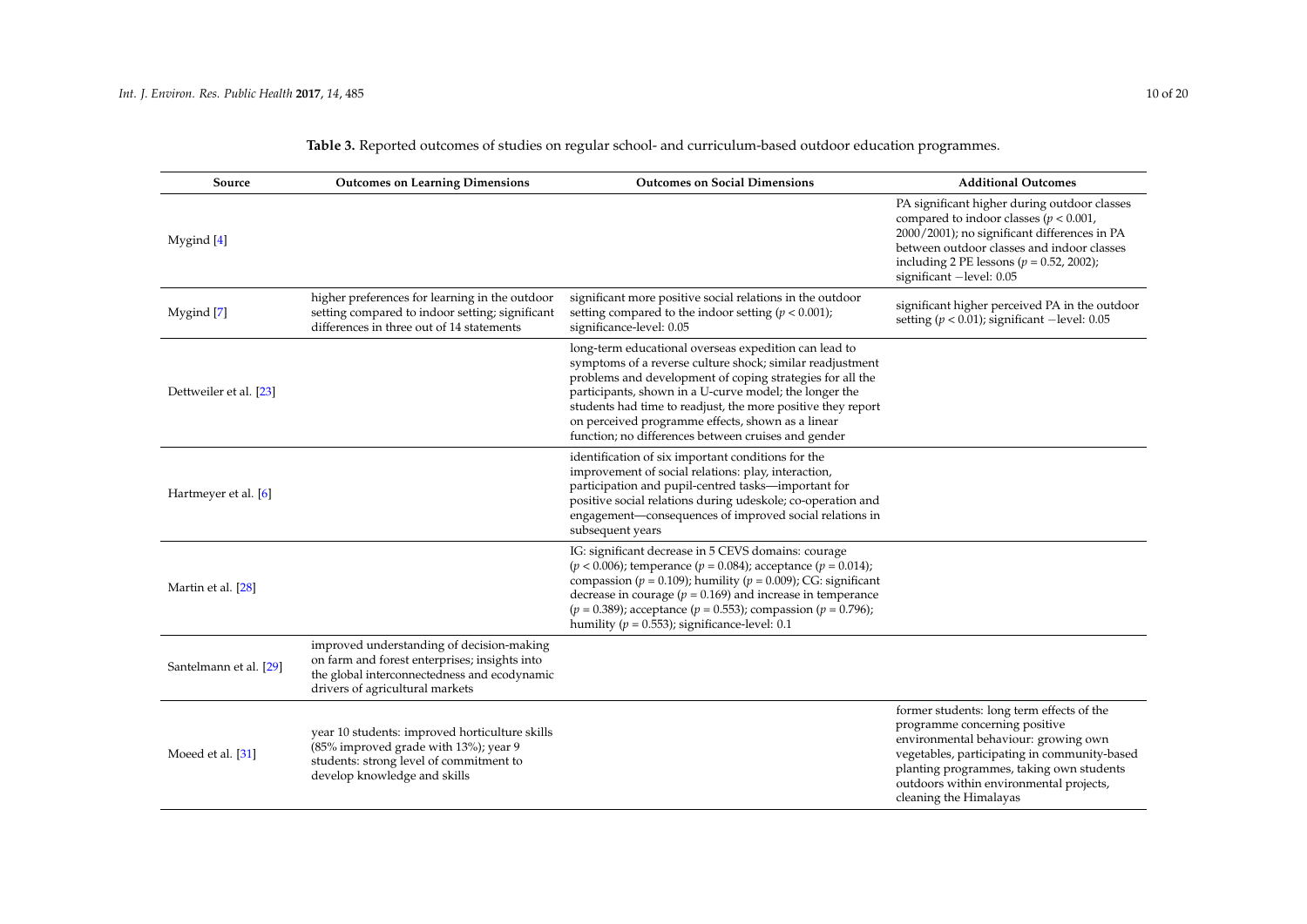**Table 3.** Reported outcomes of studies on regular school- and curriculum-based outdoor education programmes.

| Source | Outcomes on Learning Dimensions | Outcomes on Social Dimensions | Additional Outcomes |
|---|---|---|---|
| Mygind [4] | | | PA significant higher during outdoor classes compared to indoor classes ($p < 0.001$, 2000/2001); no significant differences in PA between outdoor classes and indoor classes including 2 PE lessons ($p = 0.52$, 2002); significant −level: 0.05 |
| Mygind [7] | higher preferences for learning in the outdoor setting compared to indoor setting; significant differences in three out of 14 statements | significant more positive social relations in the outdoor setting compared to the indoor setting ($p < 0.001$); significance-level: 0.05 | significant higher perceived PA in the outdoor setting ($p < 0.01$); significant −level: 0.05 |
| Dettweiler et al. [23] | | long-term educational overseas expedition can lead to symptoms of a reverse culture shock; similar readjustment problems and development of coping strategies for all the participants, shown in a U-curve model; the longer the students had time to readjust, the more positive they report on perceived programme effects, shown as a linear function; no differences between cruises and gender | |
| Hartmeyer et al. [6] | | identification of six important conditions for the improvement of social relations: play, interaction, participation and pupil-centred tasks—important for positive social relations during udeskole; co-operation and engagement—consequences of improved social relations in subsequent years | |
| Martin et al. [28] | | IG: significant decrease in 5 CEVS domains: courage ($p < 0.006$); temperance ($p = 0.084$); acceptance ($p = 0.014$); compassion ($p = 0.109$); humility ($p = 0.009$); CG: significant decrease in courage ($p = 0.169$) and increase in temperance ($p = 0.389$); acceptance ($p = 0.553$); compassion ($p = 0.796$); humility ($p = 0.553$); significance-level: 0.1 | |
| Santelmann et al. [29] | improved understanding of decision-making on farm and forest enterprises; insights into the global interconnectedness and ecodynamic drivers of agricultural markets | | |
| Moeed et al. [31] | year 10 students: improved horticulture skills (85% improved grade with 13%); year 9 students: strong level of commitment to develop knowledge and skills | | former students: long term effects of the programme concerning positive environmental behaviour: growing own vegetables, participating in community-based planting programmes, taking own students outdoors within environmental projects, cleaning the Himalayas |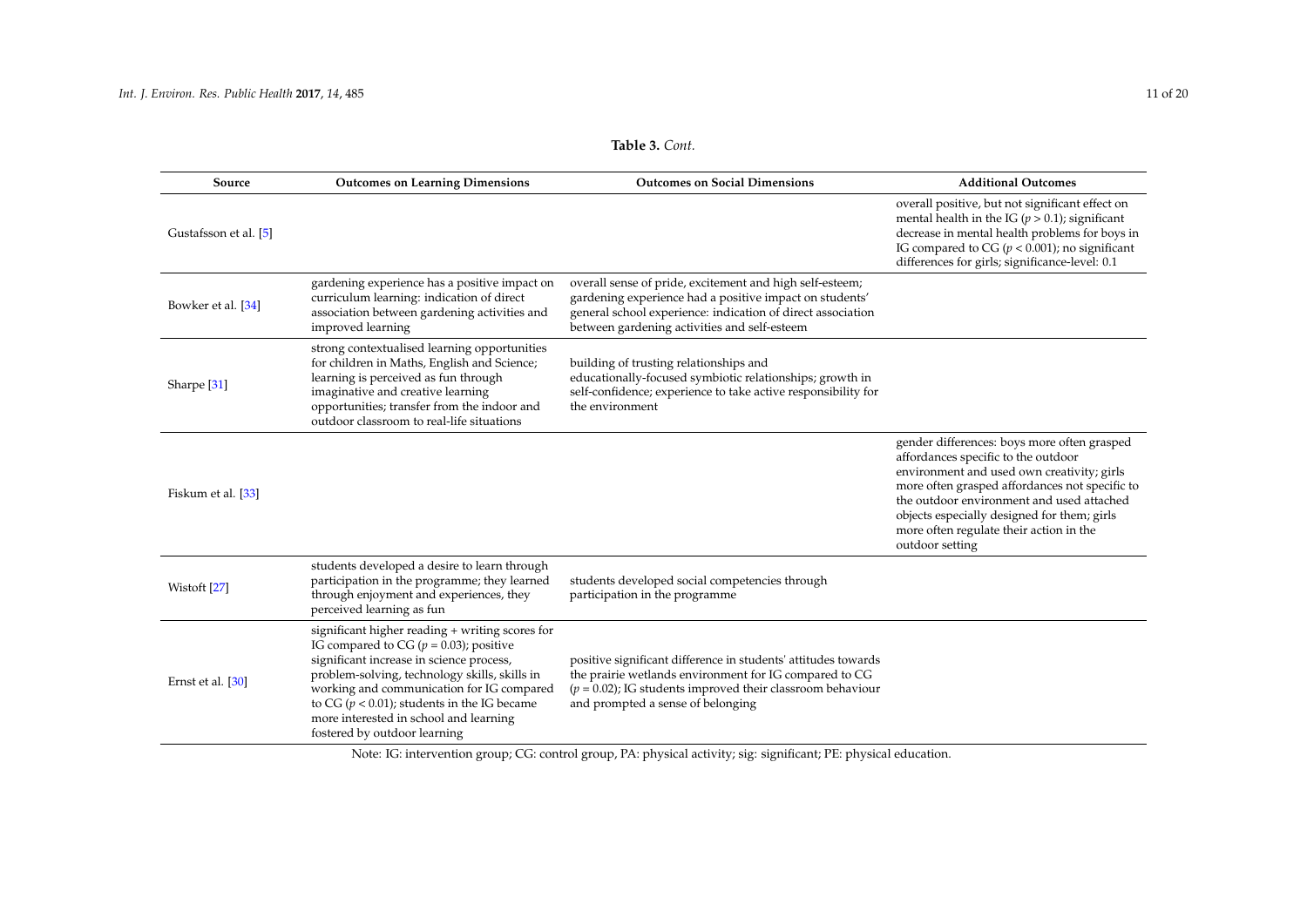**Table 3.** *Cont.*

| Source | Outcomes on Learning Dimensions | Outcomes on Social Dimensions | Additional Outcomes |
|---|---|---|---|
| Gustafsson et al. [5] | | | overall positive, but not significant effect on mental health in the IG ($p > 0.1$); significant decrease in mental health problems for boys in IG compared to CG ($p < 0.001$); no significant differences for girls; significance-level: 0.1 |
| Bowker et al. [34] | gardening experience has a positive impact on curriculum learning: indication of direct association between gardening activities and improved learning | overall sense of pride, excitement and high self-esteem; gardening experience had a positive impact on students' general school experience: indication of direct association between gardening activities and self-esteem | |
| Sharpe [31] | strong contextualised learning opportunities for children in Maths, English and Science; learning is perceived as fun through imaginative and creative learning opportunities; transfer from the indoor and outdoor classroom to real-life situations | building of trusting relationships and educationally-focused symbiotic relationships; growth in self-confidence; experience to take active responsibility for the environment | |
| Fiskum et al. [33] | | | gender differences: boys more often grasped affordances specific to the outdoor environment and used own creativity; girls more often grasped affordances not specific to the outdoor environment and used attached objects especially designed for them; girls more often regulate their action in the outdoor setting |
| Wistoft [27] | students developed a desire to learn through participation in the programme; they learned through enjoyment and experiences, they perceived learning as fun | students developed social competencies through participation in the programme | |
| Ernst et al. [30] | significant higher reading + writing scores for IG compared to CG ($p = 0.03$); positive significant increase in science process, problem-solving, technology skills, skills in working and communication for IG compared to CG ($p < 0.01$); students in the IG became more interested in school and learning fostered by outdoor learning | positive significant difference in students' attitudes towards the prairie wetlands environment for IG compared to CG ($p = 0.02$); IG students improved their classroom behaviour and prompted a sense of belonging | |

Note: IG: intervention group; CG: control group, PA: physical activity; sig: significant; PE: physical education.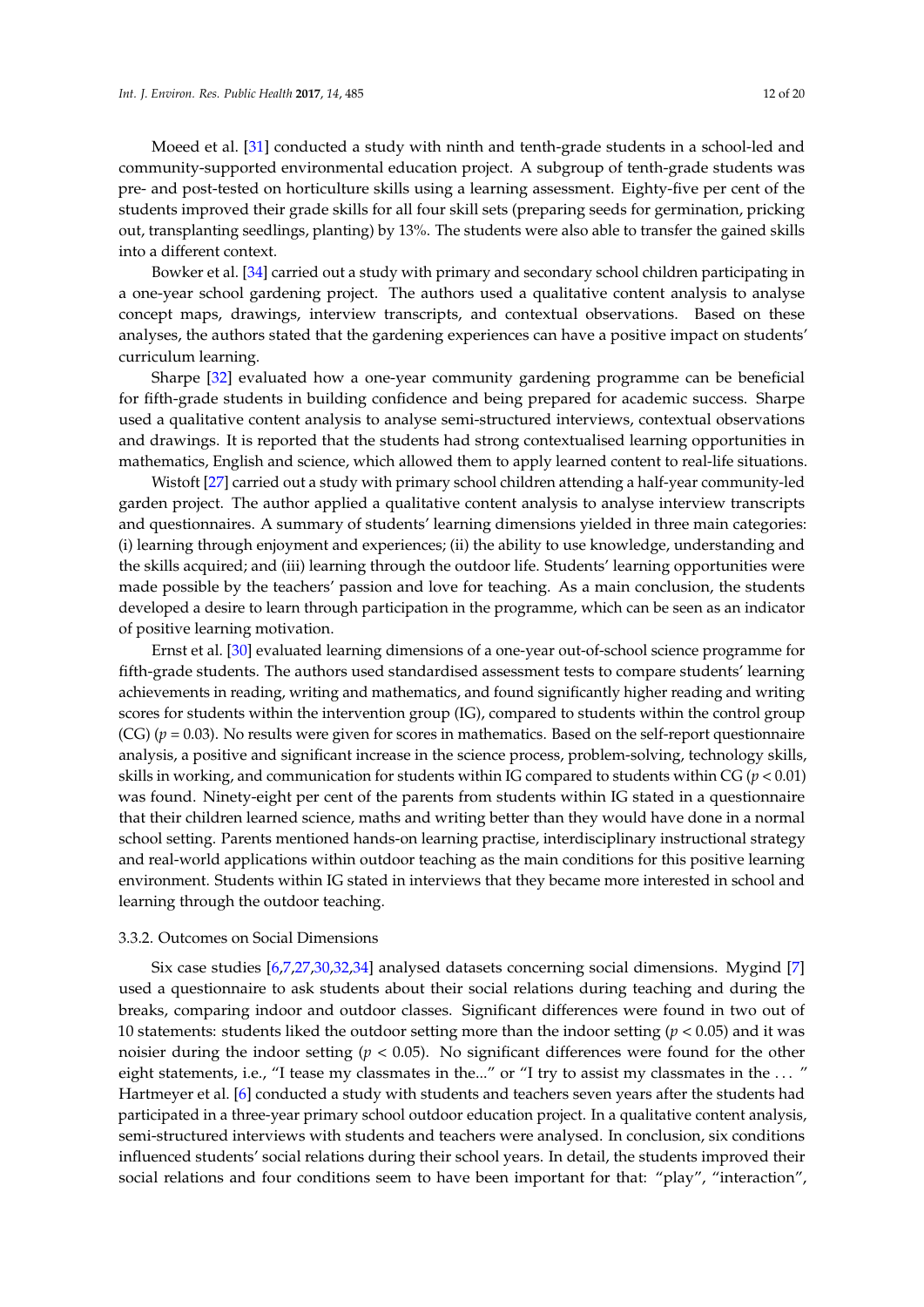Moeed et al. [31] conducted a study with ninth and tenth-grade students in a school-led and community-supported environmental education project. A subgroup of tenth-grade students was pre- and post-tested on horticulture skills using a learning assessment. Eighty-five per cent of the students improved their grade skills for all four skill sets (preparing seeds for germination, pricking out, transplanting seedlings, planting) by 13%. The students were also able to transfer the gained skills into a different context.

Bowker et al. [34] carried out a study with primary and secondary school children participating in a one-year school gardening project. The authors used a qualitative content analysis to analyse concept maps, drawings, interview transcripts, and contextual observations. Based on these analyses, the authors stated that the gardening experiences can have a positive impact on students' curriculum learning.

Sharpe [32] evaluated how a one-year community gardening programme can be beneficial for fifth-grade students in building confidence and being prepared for academic success. Sharpe used a qualitative content analysis to analyse semi-structured interviews, contextual observations and drawings. It is reported that the students had strong contextualised learning opportunities in mathematics, English and science, which allowed them to apply learned content to real-life situations.

Wistoft [27] carried out a study with primary school children attending a half-year community-led garden project. The author applied a qualitative content analysis to analyse interview transcripts and questionnaires. A summary of students' learning dimensions yielded in three main categories: (i) learning through enjoyment and experiences; (ii) the ability to use knowledge, understanding and the skills acquired; and (iii) learning through the outdoor life. Students' learning opportunities were made possible by the teachers' passion and love for teaching. As a main conclusion, the students developed a desire to learn through participation in the programme, which can be seen as an indicator of positive learning motivation.

Ernst et al. [30] evaluated learning dimensions of a one-year out-of-school science programme for fifth-grade students. The authors used standardised assessment tests to compare students' learning achievements in reading, writing and mathematics, and found significantly higher reading and writing scores for students within the intervention group (IG), compared to students within the control group (CG) ($p = 0.03$). No results were given for scores in mathematics. Based on the self-report questionnaire analysis, a positive and significant increase in the science process, problem-solving, technology skills, skills in working, and communication for students within IG compared to students within CG ($p < 0.01$) was found. Ninety-eight per cent of the parents from students within IG stated in a questionnaire that their children learned science, maths and writing better than they would have done in a normal school setting. Parents mentioned hands-on learning practise, interdisciplinary instructional strategy and real-world applications within outdoor teaching as the main conditions for this positive learning environment. Students within IG stated in interviews that they became more interested in school and learning through the outdoor teaching.

### 3.3.2. Outcomes on Social Dimensions

Six case studies [6,7,27,30,32,34] analysed datasets concerning social dimensions. Mygind [7] used a questionnaire to ask students about their social relations during teaching and during the breaks, comparing indoor and outdoor classes. Significant differences were found in two out of 10 statements: students liked the outdoor setting more than the indoor setting ($p < 0.05$) and it was noisier during the indoor setting ($p < 0.05$). No significant differences were found for the other eight statements, i.e., "I tease my classmates in the..." or "I try to assist my classmates in the ... " Hartmeyer et al. [6] conducted a study with students and teachers seven years after the students had participated in a three-year primary school outdoor education project. In a qualitative content analysis, semi-structured interviews with students and teachers were analysed. In conclusion, six conditions influenced students' social relations during their school years. In detail, the students improved their social relations and four conditions seem to have been important for that: "play", "interaction",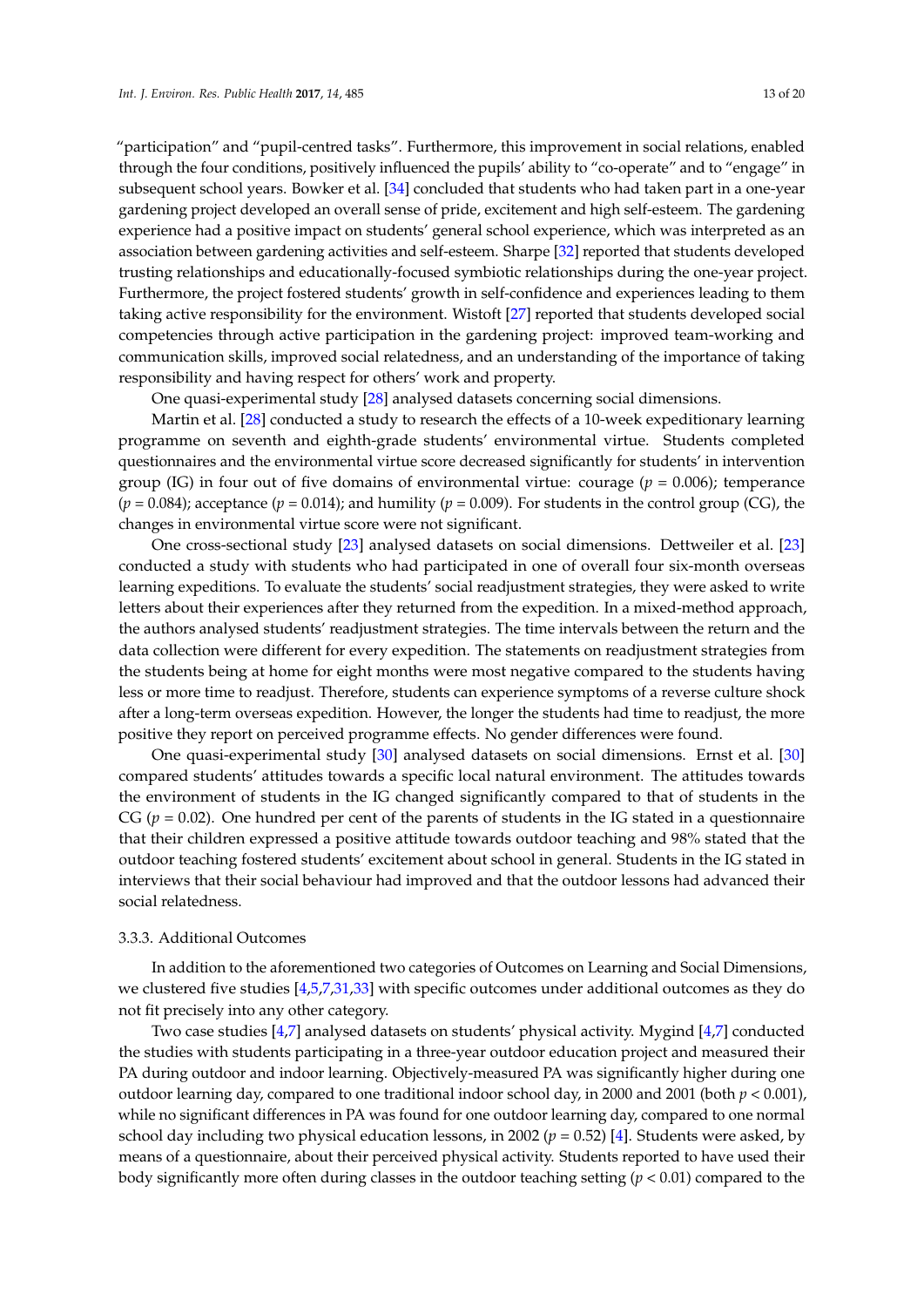"participation" and "pupil-centred tasks". Furthermore, this improvement in social relations, enabled through the four conditions, positively influenced the pupils' ability to "co-operate" and to "engage" in subsequent school years. Bowker et al. [34] concluded that students who had taken part in a one-year gardening project developed an overall sense of pride, excitement and high self-esteem. The gardening experience had a positive impact on students' general school experience, which was interpreted as an association between gardening activities and self-esteem. Sharpe [32] reported that students developed trusting relationships and educationally-focused symbiotic relationships during the one-year project. Furthermore, the project fostered students' growth in self-confidence and experiences leading to them taking active responsibility for the environment. Wistoft [27] reported that students developed social competencies through active participation in the gardening project: improved team-working and communication skills, improved social relatedness, and an understanding of the importance of taking responsibility and having respect for others' work and property.

One quasi-experimental study [28] analysed datasets concerning social dimensions.

Martin et al. [28] conducted a study to research the effects of a 10-week expeditionary learning programme on seventh and eighth-grade students' environmental virtue. Students completed questionnaires and the environmental virtue score decreased significantly for students' in intervention group (IG) in four out of five domains of environmental virtue: courage ($p = 0.006$); temperance ($p = 0.084$); acceptance ($p = 0.014$); and humility ($p = 0.009$). For students in the control group (CG), the changes in environmental virtue score were not significant.

One cross-sectional study [23] analysed datasets on social dimensions. Dettweiler et al. [23] conducted a study with students who had participated in one of overall four six-month overseas learning expeditions. To evaluate the students' social readjustment strategies, they were asked to write letters about their experiences after they returned from the expedition. In a mixed-method approach, the authors analysed students' readjustment strategies. The time intervals between the return and the data collection were different for every expedition. The statements on readjustment strategies from the students being at home for eight months were most negative compared to the students having less or more time to readjust. Therefore, students can experience symptoms of a reverse culture shock after a long-term overseas expedition. However, the longer the students had time to readjust, the more positive they report on perceived programme effects. No gender differences were found.

One quasi-experimental study [30] analysed datasets on social dimensions. Ernst et al. [30] compared students' attitudes towards a specific local natural environment. The attitudes towards the environment of students in the IG changed significantly compared to that of students in the CG ($p = 0.02$). One hundred per cent of the parents of students in the IG stated in a questionnaire that their children expressed a positive attitude towards outdoor teaching and 98% stated that the outdoor teaching fostered students' excitement about school in general. Students in the IG stated in interviews that their social behaviour had improved and that the outdoor lessons had advanced their social relatedness.

### 3.3.3. Additional Outcomes

In addition to the aforementioned two categories of Outcomes on Learning and Social Dimensions, we clustered five studies [4,5,7,31,33] with specific outcomes under additional outcomes as they do not fit precisely into any other category.

Two case studies [4,7] analysed datasets on students' physical activity. Mygind [4,7] conducted the studies with students participating in a three-year outdoor education project and measured their PA during outdoor and indoor learning. Objectively-measured PA was significantly higher during one outdoor learning day, compared to one traditional indoor school day, in 2000 and 2001 (both $p < 0.001$), while no significant differences in PA was found for one outdoor learning day, compared to one normal school day including two physical education lessons, in 2002 ($p = 0.52$) [4]. Students were asked, by means of a questionnaire, about their perceived physical activity. Students reported to have used their body significantly more often during classes in the outdoor teaching setting ($p < 0.01$) compared to the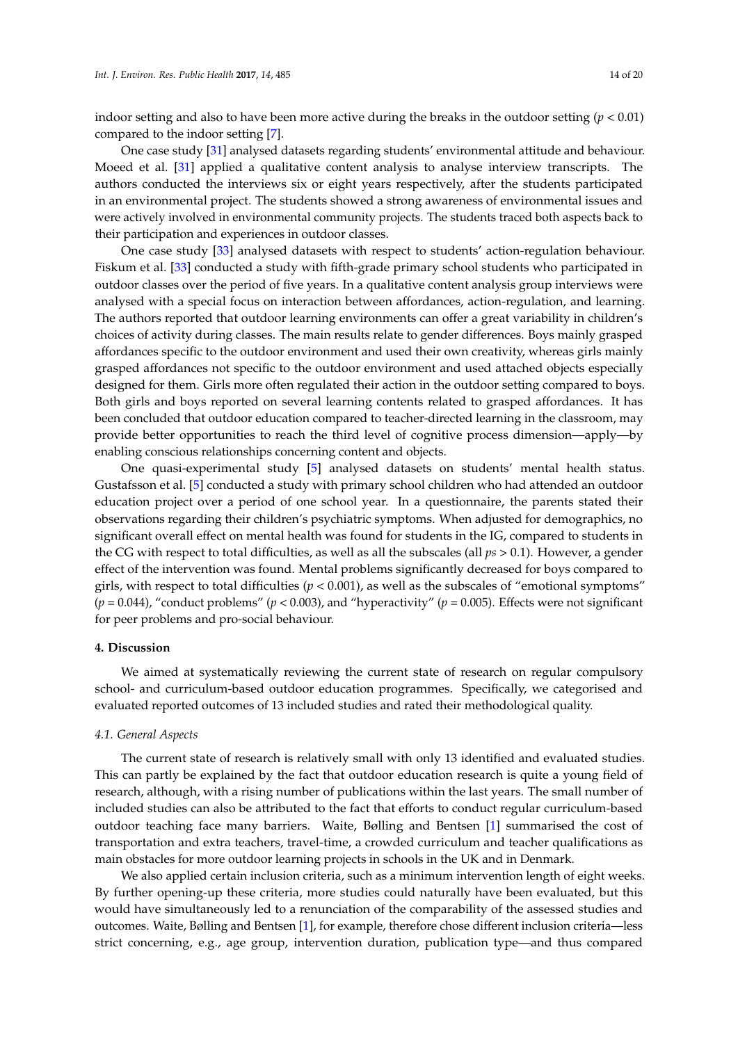indoor setting and also to have been more active during the breaks in the outdoor setting ($p < 0.01$) compared to the indoor setting [7].

One case study [31] analysed datasets regarding students' environmental attitude and behaviour. Moeed et al. [31] applied a qualitative content analysis to analyse interview transcripts. The authors conducted the interviews six or eight years respectively, after the students participated in an environmental project. The students showed a strong awareness of environmental issues and were actively involved in environmental community projects. The students traced both aspects back to their participation and experiences in outdoor classes.

One case study [33] analysed datasets with respect to students' action-regulation behaviour. Fiskum et al. [33] conducted a study with fifth-grade primary school students who participated in outdoor classes over the period of five years. In a qualitative content analysis group interviews were analysed with a special focus on interaction between affordances, action-regulation, and learning. The authors reported that outdoor learning environments can offer a great variability in children's choices of activity during classes. The main results relate to gender differences. Boys mainly grasped affordances specific to the outdoor environment and used their own creativity, whereas girls mainly grasped affordances not specific to the outdoor environment and used attached objects especially designed for them. Girls more often regulated their action in the outdoor setting compared to boys. Both girls and boys reported on several learning contents related to grasped affordances. It has been concluded that outdoor education compared to teacher-directed learning in the classroom, may provide better opportunities to reach the third level of cognitive process dimension—apply—by enabling conscious relationships concerning content and objects.

One quasi-experimental study [5] analysed datasets on students' mental health status. Gustafsson et al. [5] conducted a study with primary school children who had attended an outdoor education project over a period of one school year. In a questionnaire, the parents stated their observations regarding their children's psychiatric symptoms. When adjusted for demographics, no significant overall effect on mental health was found for students in the IG, compared to students in the CG with respect to total difficulties, as well as all the subscales (all $ps > 0.1$). However, a gender effect of the intervention was found. Mental problems significantly decreased for boys compared to girls, with respect to total difficulties ($p < 0.001$), as well as the subscales of "emotional symptoms" ($p = 0.044$), "conduct problems" ($p < 0.003$), and "hyperactivity" ($p = 0.005$). Effects were not significant for peer problems and pro-social behaviour.

## 4. Discussion

We aimed at systematically reviewing the current state of research on regular compulsory school- and curriculum-based outdoor education programmes. Specifically, we categorised and evaluated reported outcomes of 13 included studies and rated their methodological quality.

### 4.1. General Aspects

The current state of research is relatively small with only 13 identified and evaluated studies. This can partly be explained by the fact that outdoor education research is quite a young field of research, although, with a rising number of publications within the last years. The small number of included studies can also be attributed to the fact that efforts to conduct regular curriculum-based outdoor teaching face many barriers. Waite, Bølling and Bentsen [1] summarised the cost of transportation and extra teachers, travel-time, a crowded curriculum and teacher qualifications as main obstacles for more outdoor learning projects in schools in the UK and in Denmark.

We also applied certain inclusion criteria, such as a minimum intervention length of eight weeks. By further opening-up these criteria, more studies could naturally have been evaluated, but this would have simultaneously led to a renunciation of the comparability of the assessed studies and outcomes. Waite, Bølling and Bentsen [1], for example, therefore chose different inclusion criteria—less strict concerning, e.g., age group, intervention duration, publication type—and thus compared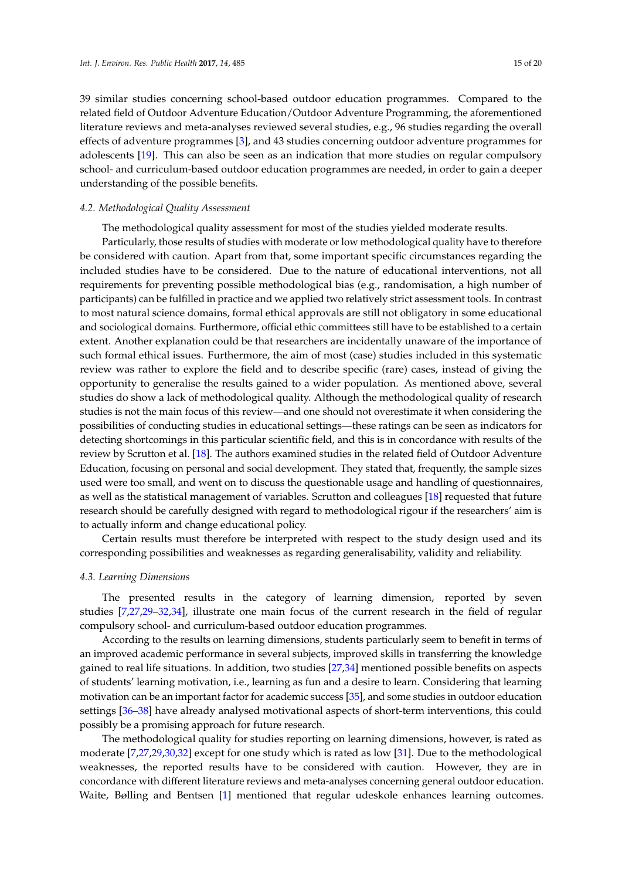39 similar studies concerning school-based outdoor education programmes. Compared to the related field of Outdoor Adventure Education/Outdoor Adventure Programming, the aforementioned literature reviews and meta-analyses reviewed several studies, e.g., 96 studies regarding the overall effects of adventure programmes [3], and 43 studies concerning outdoor adventure programmes for adolescents [19]. This can also be seen as an indication that more studies on regular compulsory school- and curriculum-based outdoor education programmes are needed, in order to gain a deeper understanding of the possible benefits.

### 4.2. Methodological Quality Assessment

The methodological quality assessment for most of the studies yielded moderate results.

Particularly, those results of studies with moderate or low methodological quality have to therefore be considered with caution. Apart from that, some important specific circumstances regarding the included studies have to be considered. Due to the nature of educational interventions, not all requirements for preventing possible methodological bias (e.g., randomisation, a high number of participants) can be fulfilled in practice and we applied two relatively strict assessment tools. In contrast to most natural science domains, formal ethical approvals are still not obligatory in some educational and sociological domains. Furthermore, official ethic committees still have to be established to a certain extent. Another explanation could be that researchers are incidentally unaware of the importance of such formal ethical issues. Furthermore, the aim of most (case) studies included in this systematic review was rather to explore the field and to describe specific (rare) cases, instead of giving the opportunity to generalise the results gained to a wider population. As mentioned above, several studies do show a lack of methodological quality. Although the methodological quality of research studies is not the main focus of this review—and one should not overestimate it when considering the possibilities of conducting studies in educational settings—these ratings can be seen as indicators for detecting shortcomings in this particular scientific field, and this is in concordance with results of the review by Scrutton et al. [18]. The authors examined studies in the related field of Outdoor Adventure Education, focusing on personal and social development. They stated that, frequently, the sample sizes used were too small, and went on to discuss the questionable usage and handling of questionnaires, as well as the statistical management of variables. Scrutton and colleagues [18] requested that future research should be carefully designed with regard to methodological rigour if the researchers' aim is to actually inform and change educational policy.

Certain results must therefore be interpreted with respect to the study design used and its corresponding possibilities and weaknesses as regarding generalisability, validity and reliability.

### 4.3. Learning Dimensions

The presented results in the category of learning dimension, reported by seven studies [7,27,29–32,34], illustrate one main focus of the current research in the field of regular compulsory school- and curriculum-based outdoor education programmes.

According to the results on learning dimensions, students particularly seem to benefit in terms of an improved academic performance in several subjects, improved skills in transferring the knowledge gained to real life situations. In addition, two studies [27,34] mentioned possible benefits on aspects of students' learning motivation, i.e., learning as fun and a desire to learn. Considering that learning motivation can be an important factor for academic success [35], and some studies in outdoor education settings [36–38] have already analysed motivational aspects of short-term interventions, this could possibly be a promising approach for future research.

The methodological quality for studies reporting on learning dimensions, however, is rated as moderate [7,27,29,30,32] except for one study which is rated as low [31]. Due to the methodological weaknesses, the reported results have to be considered with caution. However, they are in concordance with different literature reviews and meta-analyses concerning general outdoor education. Waite, Bølling and Bentsen [1] mentioned that regular udeskole enhances learning outcomes.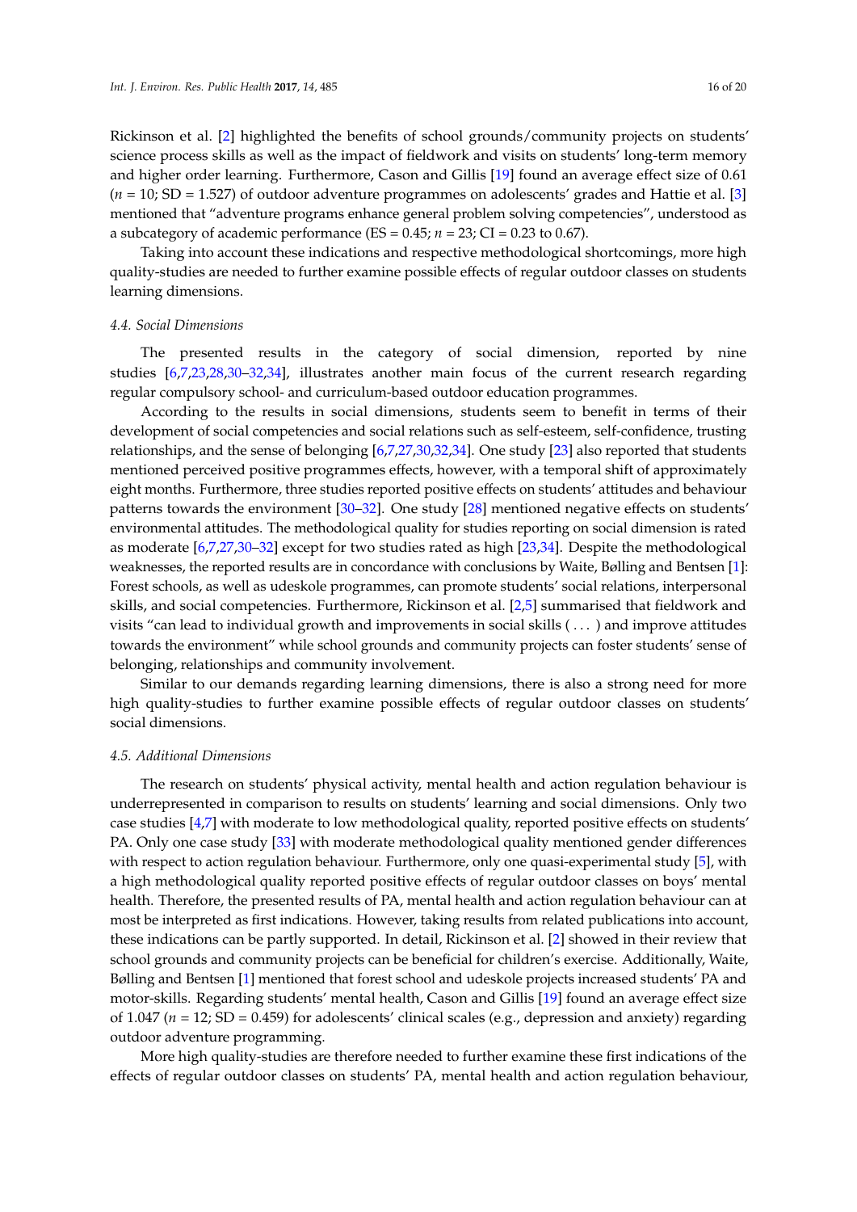Rickinson et al. [2] highlighted the benefits of school grounds/community projects on students' science process skills as well as the impact of fieldwork and visits on students' long-term memory and higher order learning. Furthermore, Cason and Gillis [19] found an average effect size of 0.61 ($n$ = 10; SD = 1.527) of outdoor adventure programmes on adolescents' grades and Hattie et al. [3] mentioned that "adventure programs enhance general problem solving competencies", understood as a subcategory of academic performance (ES = 0.45; $n$ = 23; CI = 0.23 to 0.67).

Taking into account these indications and respective methodological shortcomings, more high quality-studies are needed to further examine possible effects of regular outdoor classes on students learning dimensions.

### 4.4. Social Dimensions

The presented results in the category of social dimension, reported by nine studies [6,7,23,28,30–32,34], illustrates another main focus of the current research regarding regular compulsory school- and curriculum-based outdoor education programmes.

According to the results in social dimensions, students seem to benefit in terms of their development of social competencies and social relations such as self-esteem, self-confidence, trusting relationships, and the sense of belonging [6,7,27,30,32,34]. One study [23] also reported that students mentioned perceived positive programmes effects, however, with a temporal shift of approximately eight months. Furthermore, three studies reported positive effects on students' attitudes and behaviour patterns towards the environment [30–32]. One study [28] mentioned negative effects on students' environmental attitudes. The methodological quality for studies reporting on social dimension is rated as moderate [6,7,27,30–32] except for two studies rated as high [23,34]. Despite the methodological weaknesses, the reported results are in concordance with conclusions by Waite, Bølling and Bentsen [1]: Forest schools, as well as udeskole programmes, can promote students' social relations, interpersonal skills, and social competencies. Furthermore, Rickinson et al. [2,5] summarised that fieldwork and visits "can lead to individual growth and improvements in social skills ( . . . ) and improve attitudes towards the environment" while school grounds and community projects can foster students' sense of belonging, relationships and community involvement.

Similar to our demands regarding learning dimensions, there is also a strong need for more high quality-studies to further examine possible effects of regular outdoor classes on students' social dimensions.

### 4.5. Additional Dimensions

The research on students' physical activity, mental health and action regulation behaviour is underrepresented in comparison to results on students' learning and social dimensions. Only two case studies [4,7] with moderate to low methodological quality, reported positive effects on students' PA. Only one case study [33] with moderate methodological quality mentioned gender differences with respect to action regulation behaviour. Furthermore, only one quasi-experimental study [5], with a high methodological quality reported positive effects of regular outdoor classes on boys' mental health. Therefore, the presented results of PA, mental health and action regulation behaviour can at most be interpreted as first indications. However, taking results from related publications into account, these indications can be partly supported. In detail, Rickinson et al. [2] showed in their review that school grounds and community projects can be beneficial for children's exercise. Additionally, Waite, Bølling and Bentsen [1] mentioned that forest school and udeskole projects increased students' PA and motor-skills. Regarding students' mental health, Cason and Gillis [19] found an average effect size of 1.047 ($n$ = 12; SD = 0.459) for adolescents' clinical scales (e.g., depression and anxiety) regarding outdoor adventure programming.

More high quality-studies are therefore needed to further examine these first indications of the effects of regular outdoor classes on students' PA, mental health and action regulation behaviour,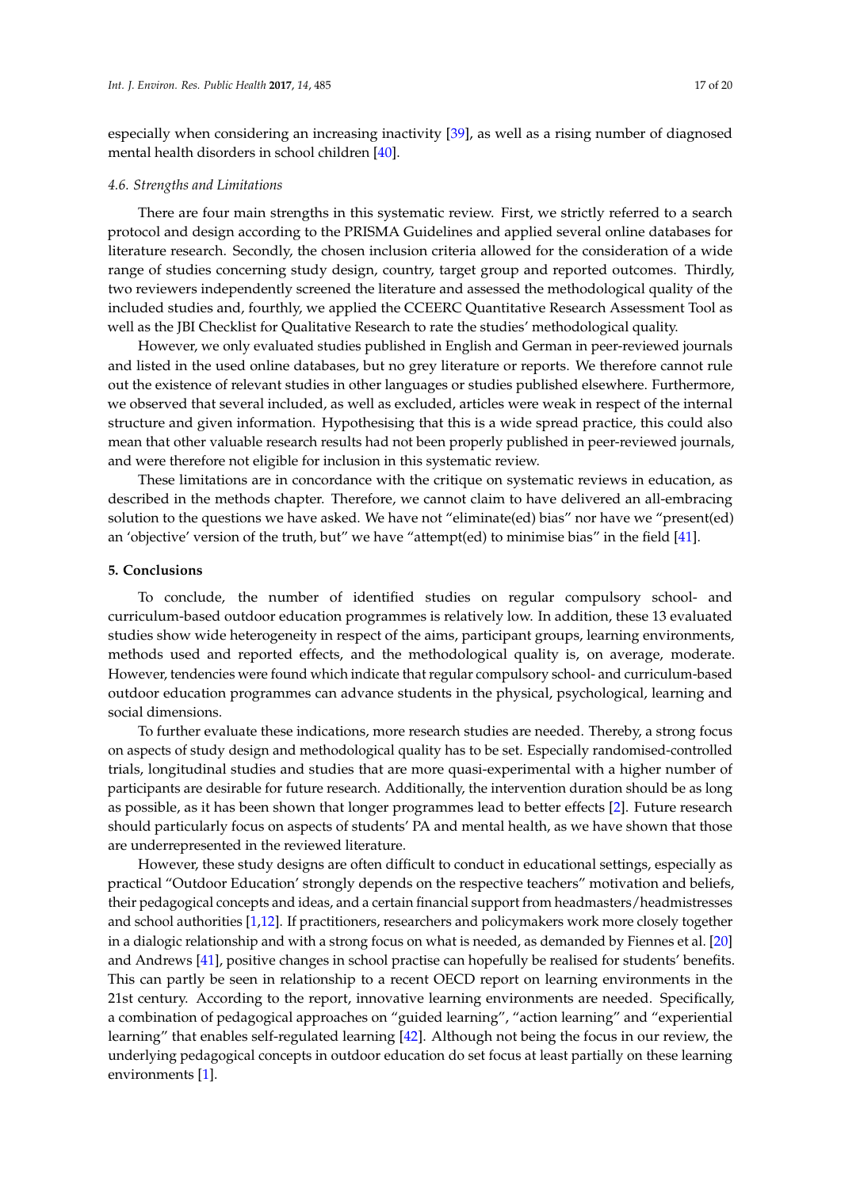especially when considering an increasing inactivity [39], as well as a rising number of diagnosed mental health disorders in school children [40].

### 4.6. Strengths and Limitations

There are four main strengths in this systematic review. First, we strictly referred to a search protocol and design according to the PRISMA Guidelines and applied several online databases for literature research. Secondly, the chosen inclusion criteria allowed for the consideration of a wide range of studies concerning study design, country, target group and reported outcomes. Thirdly, two reviewers independently screened the literature and assessed the methodological quality of the included studies and, fourthly, we applied the CCEERC Quantitative Research Assessment Tool as well as the JBI Checklist for Qualitative Research to rate the studies' methodological quality.

However, we only evaluated studies published in English and German in peer-reviewed journals and listed in the used online databases, but no grey literature or reports. We therefore cannot rule out the existence of relevant studies in other languages or studies published elsewhere. Furthermore, we observed that several included, as well as excluded, articles were weak in respect of the internal structure and given information. Hypothesising that this is a wide spread practice, this could also mean that other valuable research results had not been properly published in peer-reviewed journals, and were therefore not eligible for inclusion in this systematic review.

These limitations are in concordance with the critique on systematic reviews in education, as described in the methods chapter. Therefore, we cannot claim to have delivered an all-embracing solution to the questions we have asked. We have not "eliminate(ed) bias" nor have we "present(ed) an 'objective' version of the truth, but" we have "attempt(ed) to minimise bias" in the field [41].

## 5. Conclusions

To conclude, the number of identified studies on regular compulsory school- and curriculum-based outdoor education programmes is relatively low. In addition, these 13 evaluated studies show wide heterogeneity in respect of the aims, participant groups, learning environments, methods used and reported effects, and the methodological quality is, on average, moderate. However, tendencies were found which indicate that regular compulsory school- and curriculum-based outdoor education programmes can advance students in the physical, psychological, learning and social dimensions.

To further evaluate these indications, more research studies are needed. Thereby, a strong focus on aspects of study design and methodological quality has to be set. Especially randomised-controlled trials, longitudinal studies and studies that are more quasi-experimental with a higher number of participants are desirable for future research. Additionally, the intervention duration should be as long as possible, as it has been shown that longer programmes lead to better effects [2]. Future research should particularly focus on aspects of students' PA and mental health, as we have shown that those are underrepresented in the reviewed literature.

However, these study designs are often difficult to conduct in educational settings, especially as practical "Outdoor Education' strongly depends on the respective teachers" motivation and beliefs, their pedagogical concepts and ideas, and a certain financial support from headmasters/headmistresses and school authorities [1,12]. If practitioners, researchers and policymakers work more closely together in a dialogic relationship and with a strong focus on what is needed, as demanded by Fiennes et al. [20] and Andrews [41], positive changes in school practise can hopefully be realised for students' benefits. This can partly be seen in relationship to a recent OECD report on learning environments in the 21st century. According to the report, innovative learning environments are needed. Specifically, a combination of pedagogical approaches on "guided learning", "action learning" and "experiential learning" that enables self-regulated learning [42]. Although not being the focus in our review, the underlying pedagogical concepts in outdoor education do set focus at least partially on these learning environments [1].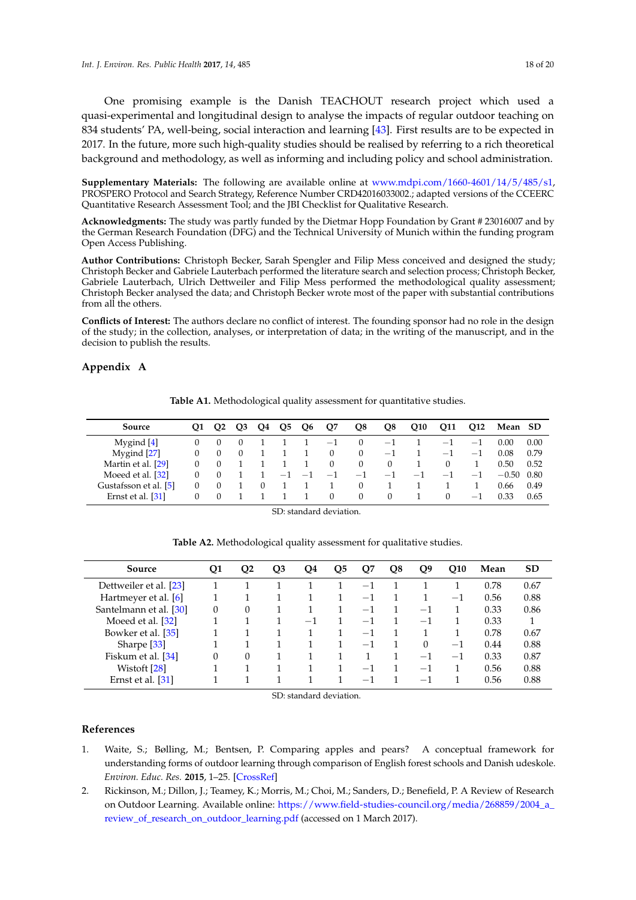One promising example is the Danish TEACHOUT research project which used a quasi-experimental and longitudinal design to analyse the impacts of regular outdoor teaching on 834 students' PA, well-being, social interaction and learning [43]. First results are to be expected in 2017. In the future, more such high-quality studies should be realised by referring to a rich theoretical background and methodology, as well as informing and including policy and school administration.

**Supplementary Materials:** The following are available online at www.mdpi.com/1660-4601/14/5/485/s1, PROSPERO Protocol and Search Strategy, Reference Number CRD42016033002.; adapted versions of the CCEERC Quantitative Research Assessment Tool; and the JBI Checklist for Qualitative Research.

**Acknowledgments:** The study was partly funded by the Dietmar Hopp Foundation by Grant # 23016007 and by the German Research Foundation (DFG) and the Technical University of Munich within the funding program Open Access Publishing.

**Author Contributions:** Christoph Becker, Sarah Spengler and Filip Mess conceived and designed the study; Christoph Becker and Gabriele Lauterbach performed the literature search and selection process; Christoph Becker, Gabriele Lauterbach, Ulrich Dettweiler and Filip Mess performed the methodological quality assessment; Christoph Becker analysed the data; and Christoph Becker wrote most of the paper with substantial contributions from all the others.

**Conflicts of Interest:** The authors declare no conflict of interest. The founding sponsor had no role in the design of the study; in the collection, analyses, or interpretation of data; in the writing of the manuscript, and in the decision to publish the results.

## Appendix A

**Table A1.** Methodological quality assessment for quantitative studies.

| Source | Q1 | Q2 | Q3 | Q4 | Q5 | Q6 | Q7 | Q8 | Q8 | Q10 | Q11 | Q12 | Mean | SD |
|---|---|---|---|---|---|---|---|---|---|---|---|---|---|---|
| Mygind [4] | 0 | 0 | 0 | 1 | 1 | 1 | −1 | 0 | −1 | 1 | −1 | −1 | 0.00 | 0.00 |
| Mygind [27] | 0 | 0 | 0 | 1 | 1 | 1 | 0 | 0 | −1 | 1 | −1 | −1 | 0.08 | 0.79 |
| Martin et al. [29] | 0 | 0 | 1 | 1 | 1 | 1 | 0 | 0 | 0 | 1 | 0 | 1 | 0.50 | 0.52 |
| Moeed et al. [32] | 0 | 0 | 1 | 1 | −1 | −1 | −1 | −1 | −1 | −1 | −1 | −1 | −0.50 | 0.80 |
| Gustafsson et al. [5] | 0 | 0 | 1 | 0 | 1 | 1 | 1 | 0 | 1 | 1 | 1 | 1 | 0.66 | 0.49 |
| Ernst et al. [31] | 0 | 0 | 1 | 1 | 1 | 1 | 0 | 0 | 0 | 1 | 0 | −1 | 0.33 | 0.65 |

SD: standard deviation.

**Table A2.** Methodological quality assessment for qualitative studies.

| Source | Q1 | Q2 | Q3 | Q4 | Q5 | Q7 | Q8 | Q9 | Q10 | Mean | SD |
|---|---|---|---|---|---|---|---|---|---|---|---|
| Dettweiler et al. [23] | 1 | 1 | 1 | 1 | 1 | −1 | 1 | 1 | 1 | 0.78 | 0.67 |
| Hartmeyer et al. [6] | 1 | 1 | 1 | 1 | 1 | −1 | 1 | 1 | −1 | 0.56 | 0.88 |
| Santelmann et al. [30] | 0 | 0 | 1 | 1 | 1 | −1 | 1 | −1 | 1 | 0.33 | 0.86 |
| Moeed et al. [32] | 1 | 1 | 1 | −1 | 1 | −1 | 1 | −1 | 1 | 0.33 | 1 |
| Bowker et al. [35] | 1 | 1 | 1 | 1 | 1 | −1 | 1 | 1 | 1 | 0.78 | 0.67 |
| Sharpe [33] | 1 | 1 | 1 | 1 | 1 | −1 | 1 | 0 | −1 | 0.44 | 0.88 |
| Fiskum et al. [34] | 0 | 0 | 1 | 1 | 1 | 1 | 1 | −1 | −1 | 0.33 | 0.87 |
| Wistoft [28] | 1 | 1 | 1 | 1 | 1 | −1 | 1 | −1 | 1 | 0.56 | 0.88 |
| Ernst et al. [31] | 1 | 1 | 1 | 1 | 1 | −1 | 1 | −1 | 1 | 0.56 | 0.88 |

SD: standard deviation.

## References

1. Waite, S.; Bølling, M.; Bentsen, P. Comparing apples and pears? A conceptual framework for understanding forms of outdoor learning through comparison of English forest schools and Danish udeskole. *Environ. Educ. Res.* **2015**, 1–25. [CrossRef]
2. Rickinson, M.; Dillon, J.; Teamey, K.; Morris, M.; Choi, M.; Sanders, D.; Benefield, P. A Review of Research on Outdoor Learning. Available online: https://www.field-studies-council.org/media/268859/2004_a_review_of_research_on_outdoor_learning.pdf (accessed on 1 March 2017).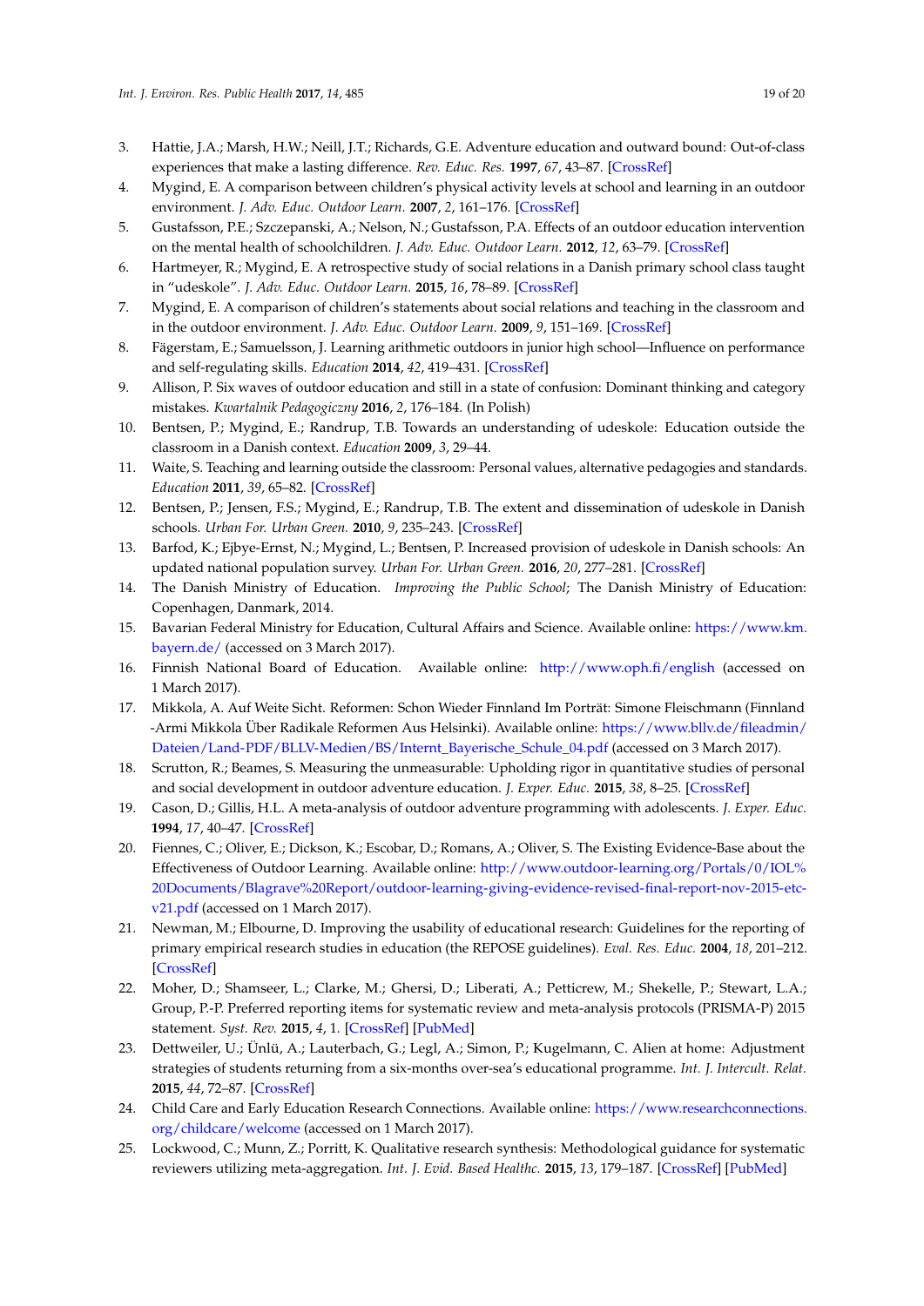3. Hattie, J.A.; Marsh, H.W.; Neill, J.T.; Richards, G.E. Adventure education and outward bound: Out-of-class experiences that make a lasting difference. *Rev. Educ. Res.* **1997**, *67*, 43–87. [CrossRef]
4. Mygind, E. A comparison between children's physical activity levels at school and learning in an outdoor environment. *J. Adv. Educ. Outdoor Learn.* **2007**, *2*, 161–176. [CrossRef]
5. Gustafsson, P.E.; Szczepanski, A.; Nelson, N.; Gustafsson, P.A. Effects of an outdoor education intervention on the mental health of schoolchildren. *J. Adv. Educ. Outdoor Learn.* **2012**, *12*, 63–79. [CrossRef]
6. Hartmeyer, R.; Mygind, E. A retrospective study of social relations in a Danish primary school class taught in "udeskole". *J. Adv. Educ. Outdoor Learn.* **2015**, *16*, 78–89. [CrossRef]
7. Mygind, E. A comparison of children's statements about social relations and teaching in the classroom and in the outdoor environment. *J. Adv. Educ. Outdoor Learn.* **2009**, *9*, 151–169. [CrossRef]
8. Fägerstam, E.; Samuelsson, J. Learning arithmetic outdoors in junior high school—Influence on performance and self-regulating skills. *Education* **2014**, *42*, 419–431. [CrossRef]
9. Allison, P. Six waves of outdoor education and still in a state of confusion: Dominant thinking and category mistakes. *Kwartalnik Pedagogiczny* **2016**, *2*, 176–184. (In Polish)
10. Bentsen, P.; Mygind, E.; Randrup, T.B. Towards an understanding of udeskole: Education outside the classroom in a Danish context. *Education* **2009**, *3*, 29–44.
11. Waite, S. Teaching and learning outside the classroom: Personal values, alternative pedagogies and standards. *Education* **2011**, *39*, 65–82. [CrossRef]
12. Bentsen, P.; Jensen, F.S.; Mygind, E.; Randrup, T.B. The extent and dissemination of udeskole in Danish schools. *Urban For. Urban Green.* **2010**, *9*, 235–243. [CrossRef]
13. Barfod, K.; Ejbye-Ernst, N.; Mygind, L.; Bentsen, P. Increased provision of udeskole in Danish schools: An updated national population survey. *Urban For. Urban Green.* **2016**, *20*, 277–281. [CrossRef]
14. The Danish Ministry of Education. *Improving the Public School*; The Danish Ministry of Education: Copenhagen, Danmark, 2014.
15. Bavarian Federal Ministry for Education, Cultural Affairs and Science. Available online: https://www.km.bayern.de/ (accessed on 3 March 2017).
16. Finnish National Board of Education. Available online: http://www.oph.fi/english (accessed on 1 March 2017).
17. Mikkola, A. Auf Weite Sicht. Reformen: Schon Wieder Finnland Im Porträt: Simone Fleischmann (Finnland -Armi Mikkola Über Radikale Reformen Aus Helsinki). Available online: https://www.bllv.de/fileadmin/Dateien/Land-PDF/BLLV-Medien/BS/Internt_Bayerische_Schule_04.pdf (accessed on 3 March 2017).
18. Scrutton, R.; Beames, S. Measuring the unmeasurable: Upholding rigor in quantitative studies of personal and social development in outdoor adventure education. *J. Exper. Educ.* **2015**, *38*, 8–25. [CrossRef]
19. Cason, D.; Gillis, H.L. A meta-analysis of outdoor adventure programming with adolescents. *J. Exper. Educ.* **1994**, *17*, 40–47. [CrossRef]
20. Fiennes, C.; Oliver, E.; Dickson, K.; Escobar, D.; Romans, A.; Oliver, S. The Existing Evidence-Base about the Effectiveness of Outdoor Learning. Available online: http://www.outdoor-learning.org/Portals/0/IOL%20Documents/Blagrave%20Report/outdoor-learning-giving-evidence-revised-final-report-nov-2015-etc-v21.pdf (accessed on 1 March 2017).
21. Newman, M.; Elbourne, D. Improving the usability of educational research: Guidelines for the reporting of primary empirical research studies in education (the REPOSE guidelines). *Eval. Res. Educ.* **2004**, *18*, 201–212. [CrossRef]
22. Moher, D.; Shamseer, L.; Clarke, M.; Ghersi, D.; Liberati, A.; Petticrew, M.; Shekelle, P.; Stewart, L.A.; Group, P.-P. Preferred reporting items for systematic review and meta-analysis protocols (PRISMA-P) 2015 statement. *Syst. Rev.* **2015**, *4*, 1. [CrossRef] [PubMed]
23. Dettweiler, U.; Ünlü, A.; Lauterbach, G.; Legl, A.; Simon, P.; Kugelmann, C. Alien at home: Adjustment strategies of students returning from a six-months over-sea's educational programme. *Int. J. Intercult. Relat.* **2015**, *44*, 72–87. [CrossRef]
24. Child Care and Early Education Research Connections. Available online: https://www.researchconnections.org/childcare/welcome (accessed on 1 March 2017).
25. Lockwood, C.; Munn, Z.; Porritt, K. Qualitative research synthesis: Methodological guidance for systematic reviewers utilizing meta-aggregation. *Int. J. Evid. Based Healthc.* **2015**, *13*, 179–187. [CrossRef] [PubMed]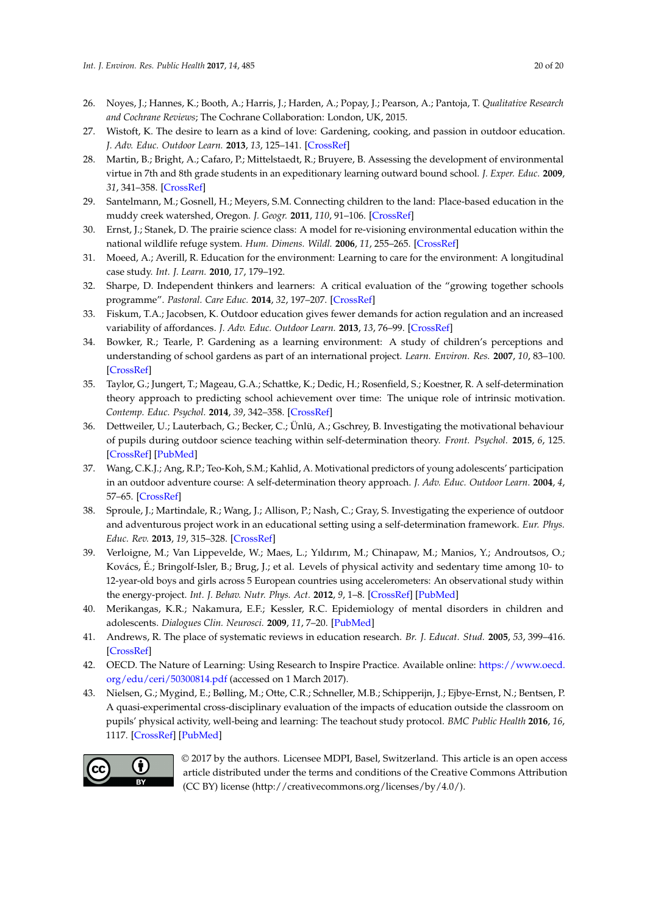26. Noyes, J.; Hannes, K.; Booth, A.; Harris, J.; Harden, A.; Popay, J.; Pearson, A.; Pantoja, T. *Qualitative Research and Cochrane Reviews*; The Cochrane Collaboration: London, UK, 2015.
27. Wistoft, K. The desire to learn as a kind of love: Gardening, cooking, and passion in outdoor education. *J. Adv. Educ. Outdoor Learn.* **2013**, *13*, 125–141. [CrossRef]
28. Martin, B.; Bright, A.; Cafaro, P.; Mittelstaedt, R.; Bruyere, B. Assessing the development of environmental virtue in 7th and 8th grade students in an expeditionary learning outward bound school. *J. Exper. Educ.* **2009**, *31*, 341–358. [CrossRef]
29. Santelmann, M.; Gosnell, H.; Meyers, S.M. Connecting children to the land: Place-based education in the muddy creek watershed, Oregon. *J. Geogr.* **2011**, *110*, 91–106. [CrossRef]
30. Ernst, J.; Stanek, D. The prairie science class: A model for re-visioning environmental education within the national wildlife refuge system. *Hum. Dimens. Wildl.* **2006**, *11*, 255–265. [CrossRef]
31. Moeed, A.; Averill, R. Education for the environment: Learning to care for the environment: A longitudinal case study. *Int. J. Learn.* **2010**, *17*, 179–192.
32. Sharpe, D. Independent thinkers and learners: A critical evaluation of the "growing together schools programme". *Pastoral. Care Educ.* **2014**, *32*, 197–207. [CrossRef]
33. Fiskum, T.A.; Jacobsen, K. Outdoor education gives fewer demands for action regulation and an increased variability of affordances. *J. Adv. Educ. Outdoor Learn.* **2013**, *13*, 76–99. [CrossRef]
34. Bowker, R.; Tearle, P. Gardening as a learning environment: A study of children's perceptions and understanding of school gardens as part of an international project. *Learn. Environ. Res.* **2007**, *10*, 83–100. [CrossRef]
35. Taylor, G.; Jungert, T.; Mageau, G.A.; Schattke, K.; Dedic, H.; Rosenfield, S.; Koestner, R. A self-determination theory approach to predicting school achievement over time: The unique role of intrinsic motivation. *Contemp. Educ. Psychol.* **2014**, *39*, 342–358. [CrossRef]
36. Dettweiler, U.; Lauterbach, G.; Becker, C.; Ünlü, A.; Gschrey, B. Investigating the motivational behaviour of pupils during outdoor science teaching within self-determination theory. *Front. Psychol.* **2015**, *6*, 125. [CrossRef] [PubMed]
37. Wang, C.K.J.; Ang, R.P.; Teo-Koh, S.M.; Kahlid, A. Motivational predictors of young adolescents' participation in an outdoor adventure course: A self-determination theory approach. *J. Adv. Educ. Outdoor Learn.* **2004**, *4*, 57–65. [CrossRef]
38. Sproule, J.; Martindale, R.; Wang, J.; Allison, P.; Nash, C.; Gray, S. Investigating the experience of outdoor and adventurous project work in an educational setting using a self-determination framework. *Eur. Phys. Educ. Rev.* **2013**, *19*, 315–328. [CrossRef]
39. Verloigne, M.; Van Lippevelde, W.; Maes, L.; Yıldırım, M.; Chinapaw, M.; Manios, Y.; Androutsos, O.; Kovács, É.; Bringolf-Isler, B.; Brug, J.; et al. Levels of physical activity and sedentary time among 10- to 12-year-old boys and girls across 5 European countries using accelerometers: An observational study within the energy-project. *Int. J. Behav. Nutr. Phys. Act.* **2012**, *9*, 1–8. [CrossRef] [PubMed]
40. Merikangas, K.R.; Nakamura, E.F.; Kessler, R.C. Epidemiology of mental disorders in children and adolescents. *Dialogues Clin. Neurosci.* **2009**, *11*, 7–20. [PubMed]
41. Andrews, R. The place of systematic reviews in education research. *Br. J. Educat. Stud.* **2005**, *53*, 399–416. [CrossRef]
42. OECD. The Nature of Learning: Using Research to Inspire Practice. Available online: https://www.oecd.org/edu/ceri/50300814.pdf (accessed on 1 March 2017).
43. Nielsen, G.; Mygind, E.; Bølling, M.; Otte, C.R.; Schneller, M.B.; Schipperijn, J.; Ejbye-Ernst, N.; Bentsen, P. A quasi-experimental cross-disciplinary evaluation of the impacts of education outside the classroom on pupils' physical activity, well-being and learning: The teachout study protocol. *BMC Public Health* **2016**, *16*, 1117. [CrossRef] [PubMed]

© 2017 by the authors. Licensee MDPI, Basel, Switzerland. This article is an open access article distributed under the terms and conditions of the Creative Commons Attribution (CC BY) license (http://creativecommons.org/licenses/by/4.0/).